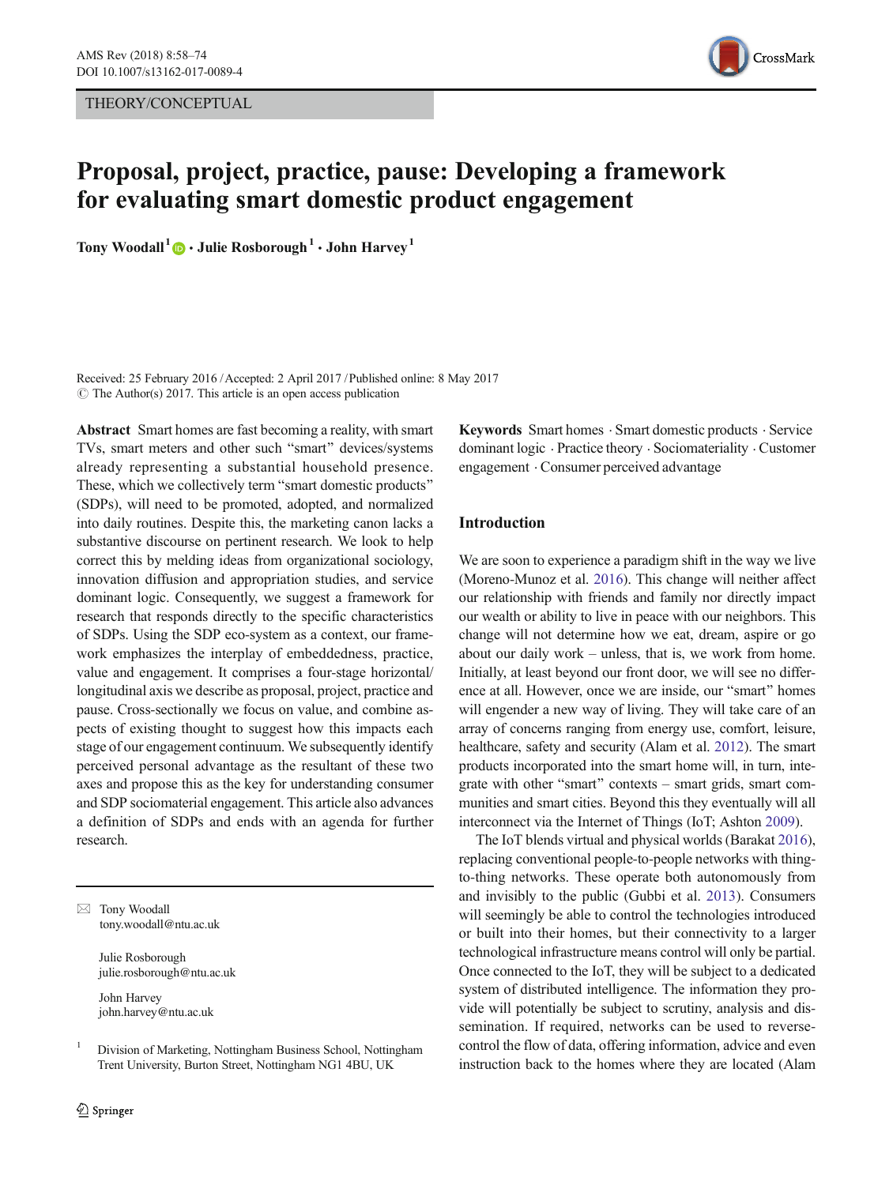THEORY/CONCEPTUAL

# Proposal, project, practice, pause: Developing a framework for evaluating smart domestic product engagement

**Tony Woodall[1] · Julie Rosborough[1] · John Harvey[1]**

Received: 25 February 2016 / Accepted: 2 April 2017 / Published online: 8 May 2017
© The Author(s) 2017. This article is an open access publication

**Abstract** Smart homes are fast becoming a reality, with smart TVs, smart meters and other such "smart" devices/systems already representing a substantial household presence. These, which we collectively term "smart domestic products" (SDPs), will need to be promoted, adopted, and normalized into daily routines. Despite this, the marketing canon lacks a substantive discourse on pertinent research. We look to help correct this by melding ideas from organizational sociology, innovation diffusion and appropriation studies, and service dominant logic. Consequently, we suggest a framework for research that responds directly to the specific characteristics of SDPs. Using the SDP eco-system as a context, our framework emphasizes the interplay of embeddedness, practice, value and engagement. It comprises a four-stage horizontal/longitudinal axis we describe as proposal, project, practice and pause. Cross-sectionally we focus on value, and combine aspects of existing thought to suggest how this impacts each stage of our engagement continuum. We subsequently identify perceived personal advantage as the resultant of these two axes and propose this as the key for understanding consumer and SDP sociomaterial engagement. This article also advances a definition of SDPs and ends with an agenda for further research.

**Keywords** Smart homes · Smart domestic products · Service dominant logic · Practice theory · Sociomateriality · Customer engagement · Consumer perceived advantage

✉ Tony Woodall
tony.woodall@ntu.ac.uk

Julie Rosborough
julie.rosborough@ntu.ac.uk

John Harvey
john.harvey@ntu.ac.uk

[1] Division of Marketing, Nottingham Business School, Nottingham Trent University, Burton Street, Nottingham NG1 4BU, UK

## Introduction

We are soon to experience a paradigm shift in the way we live (Moreno-Munoz et al. 2016). This change will neither affect our relationship with friends and family nor directly impact our wealth or ability to live in peace with our neighbors. This change will not determine how we eat, dream, aspire or go about our daily work – unless, that is, we work from home. Initially, at least beyond our front door, we will see no difference at all. However, once we are inside, our "smart" homes will engender a new way of living. They will take care of an array of concerns ranging from energy use, comfort, leisure, healthcare, safety and security (Alam et al. 2012). The smart products incorporated into the smart home will, in turn, integrate with other "smart" contexts – smart grids, smart communities and smart cities. Beyond this they eventually will all interconnect via the Internet of Things (IoT; Ashton 2009).

The IoT blends virtual and physical worlds (Barakat 2016), replacing conventional people-to-people networks with thing-to-thing networks. These operate both autonomously from and invisibly to the public (Gubbi et al. 2013). Consumers will seemingly be able to control the technologies introduced or built into their homes, but their connectivity to a larger technological infrastructure means control will only be partial. Once connected to the IoT, they will be subject to a dedicated system of distributed intelligence. The information they provide will potentially be subject to scrutiny, analysis and dissemination. If required, networks can be used to reverse-control the flow of data, offering information, advice and even instruction back to the homes where they are located (Alam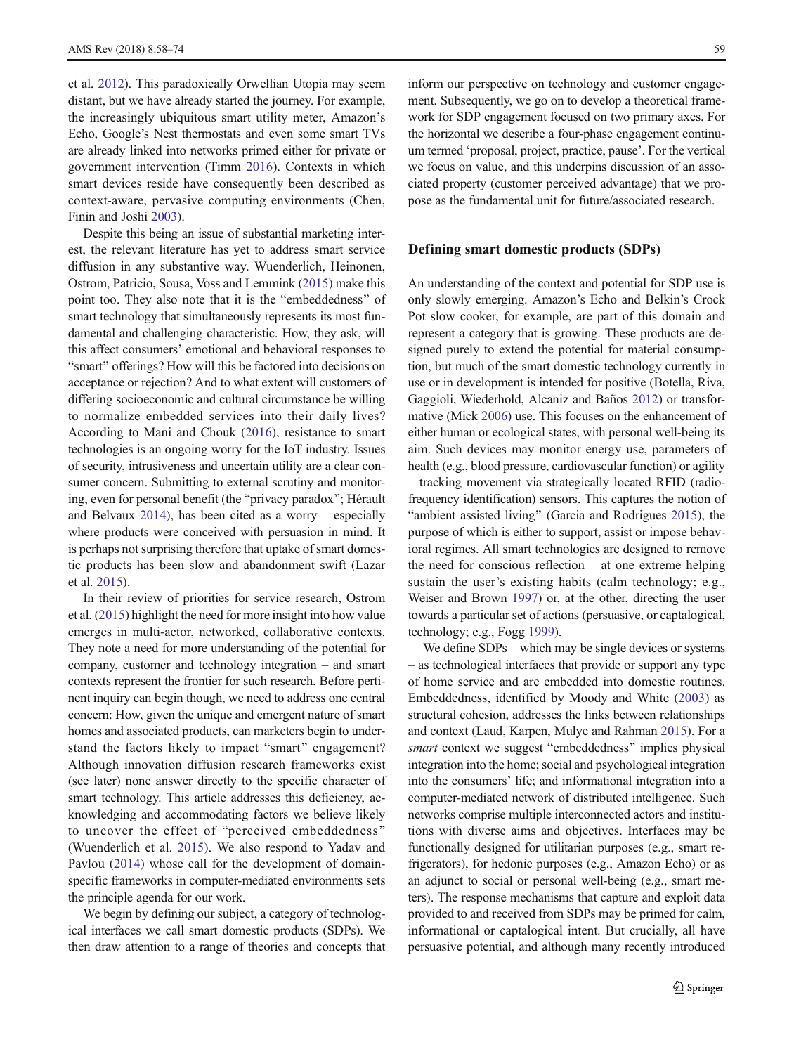et al. 2012). This paradoxically Orwellian Utopia may seem distant, but we have already started the journey. For example, the increasingly ubiquitous smart utility meter, Amazon's Echo, Google's Nest thermostats and even some smart TVs are already linked into networks primed either for private or government intervention (Timm 2016). Contexts in which smart devices reside have consequently been described as context-aware, pervasive computing environments (Chen, Finin and Joshi 2003).

Despite this being an issue of substantial marketing interest, the relevant literature has yet to address smart service diffusion in any substantive way. Wuenderlich, Heinonen, Ostrom, Patricio, Sousa, Voss and Lemmink (2015) make this point too. They also note that it is the "embeddedness" of smart technology that simultaneously represents its most fundamental and challenging characteristic. How, they ask, will this affect consumers' emotional and behavioral responses to "smart" offerings? How will this be factored into decisions on acceptance or rejection? And to what extent will customers of differing socioeconomic and cultural circumstance be willing to normalize embedded services into their daily lives? According to Mani and Chouk (2016), resistance to smart technologies is an ongoing worry for the IoT industry. Issues of security, intrusiveness and uncertain utility are a clear consumer concern. Submitting to external scrutiny and monitoring, even for personal benefit (the "privacy paradox"; Hérault and Belvaux 2014), has been cited as a worry – especially where products were conceived with persuasion in mind. It is perhaps not surprising therefore that uptake of smart domestic products has been slow and abandonment swift (Lazar et al. 2015).

In their review of priorities for service research, Ostrom et al. (2015) highlight the need for more insight into how value emerges in multi-actor, networked, collaborative contexts. They note a need for more understanding of the potential for company, customer and technology integration – and smart contexts represent the frontier for such research. Before pertinent inquiry can begin though, we need to address one central concern: How, given the unique and emergent nature of smart homes and associated products, can marketers begin to understand the factors likely to impact "smart" engagement? Although innovation diffusion research frameworks exist (see later) none answer directly to the specific character of smart technology. This article addresses this deficiency, acknowledging and accommodating factors we believe likely to uncover the effect of "perceived embeddedness" (Wuenderlich et al. 2015). We also respond to Yadav and Pavlou (2014) whose call for the development of domain-specific frameworks in computer-mediated environments sets the principle agenda for our work.

We begin by defining our subject, a category of technological interfaces we call smart domestic products (SDPs). We then draw attention to a range of theories and concepts that inform our perspective on technology and customer engagement. Subsequently, we go on to develop a theoretical framework for SDP engagement focused on two primary axes. For the horizontal we describe a four-phase engagement continuum termed 'proposal, project, practice, pause'. For the vertical we focus on value, and this underpins discussion of an associated property (customer perceived advantage) that we propose as the fundamental unit for future/associated research.

## Defining smart domestic products (SDPs)

An understanding of the context and potential for SDP use is only slowly emerging. Amazon's Echo and Belkin's Crock Pot slow cooker, for example, are part of this domain and represent a category that is growing. These products are designed purely to extend the potential for material consumption, but much of the smart domestic technology currently in use or in development is intended for positive (Botella, Riva, Gaggioli, Wiederhold, Alcaniz and Baños 2012) or transformative (Mick 2006) use. This focuses on the enhancement of either human or ecological states, with personal well-being its aim. Such devices may monitor energy use, parameters of health (e.g., blood pressure, cardiovascular function) or agility – tracking movement via strategically located RFID (radio-frequency identification) sensors. This captures the notion of "ambient assisted living" (Garcia and Rodrigues 2015), the purpose of which is either to support, assist or impose behavioral regimes. All smart technologies are designed to remove the need for conscious reflection – at one extreme helping sustain the user's existing habits (calm technology; e.g., Weiser and Brown 1997) or, at the other, directing the user towards a particular set of actions (persuasive, or captalogical, technology; e.g., Fogg 1999).

We define SDPs – which may be single devices or systems – as technological interfaces that provide or support any type of home service and are embedded into domestic routines. Embeddedness, identified by Moody and White (2003) as structural cohesion, addresses the links between relationships and context (Laud, Karpen, Mulye and Rahman 2015). For a *smart* context we suggest "embeddedness" implies physical integration into the home; social and psychological integration into the consumers' life; and informational integration into a computer-mediated network of distributed intelligence. Such networks comprise multiple interconnected actors and institutions with diverse aims and objectives. Interfaces may be functionally designed for utilitarian purposes (e.g., smart refrigerators), for hedonic purposes (e.g., Amazon Echo) or as an adjunct to social or personal well-being (e.g., smart meters). The response mechanisms that capture and exploit data provided to and received from SDPs may be primed for calm, informational or captalogical intent. But crucially, all have persuasive potential, and although many recently introduced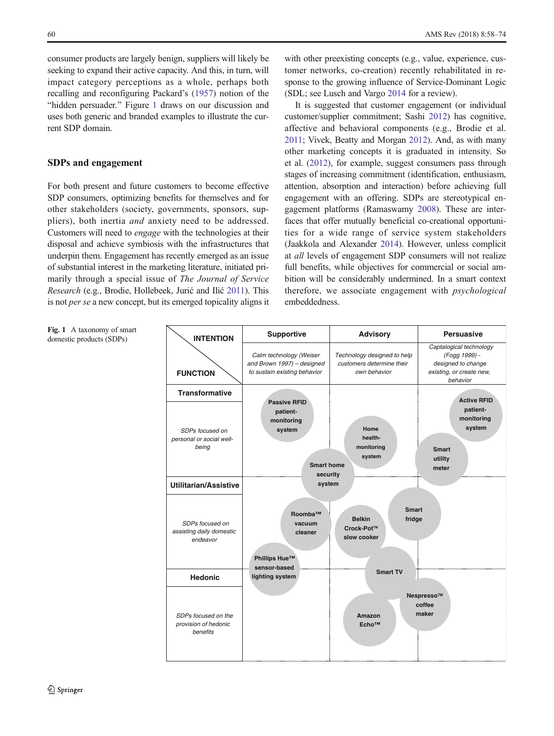consumer products are largely benign, suppliers will likely be seeking to expand their active capacity. And this, in turn, will impact category perceptions as a whole, perhaps both recalling and reconfiguring Packard's (1957) notion of the "hidden persuader." Figure 1 draws on our discussion and uses both generic and branded examples to illustrate the current SDP domain.

## SDPs and engagement

For both present and future customers to become effective SDP consumers, optimizing benefits for themselves and for other stakeholders (society, governments, sponsors, suppliers), both inertia *and* anxiety need to be addressed. Customers will need to *engage* with the technologies at their disposal and achieve symbiosis with the infrastructures that underpin them. Engagement has recently emerged as an issue of substantial interest in the marketing literature, initiated primarily through a special issue of *The Journal of Service Research* (e.g., Brodie, Hollebeek, Jurić and Ilić 2011). This is not *per se* a new concept, but its emerged topicality aligns it with other preexisting concepts (e.g., value, experience, customer networks, co-creation) recently rehabilitated in response to the growing influence of Service-Dominant Logic (SDL; see Lusch and Vargo 2014 for a review).

It is suggested that customer engagement (or individual customer/supplier commitment; Sashi 2012) has cognitive, affective and behavioral components (e.g., Brodie et al. 2011; Vivek, Beatty and Morgan 2012). And, as with many other marketing concepts it is graduated in intensity. So et al. (2012), for example, suggest consumers pass through stages of increasing commitment (identification, enthusiasm, attention, absorption and interaction) before achieving full engagement with an offering. SDPs are stereotypical engagement platforms (Ramaswamy 2008). These are interfaces that offer mutually beneficial co-creational opportunities for a wide range of service system stakeholders (Jaakkola and Alexander 2014). However, unless complicit at *all* levels of engagement SDP consumers will not realize full benefits, while objectives for commercial or social ambition will be considerably undermined. In a smart context therefore, we associate engagement with *psychological* embeddedness.

| INTENTION / FUNCTION | Supportive<br>*Calm technology (Weiser and Brown 1997) – designed to sustain existing behavior* | Advisory<br>*Technology designed to help customers determine their own behavior* | Persuasive<br>*Captalogical technology (Fogg 1999) - designed to change existing, or create new, behavior* |
|---|---|---|---|
| **Transformative**<br>*SDPs focused on personal or social well-being* | Passive RFID patient-monitoring system; Smart home security system | Home health-monitoring system | Active RFID patient-monitoring system; Smart utility meter |
| **Utilitarian/Assistive**<br>*SDPs focused on assisting daily domestic endeavor* | Roomba™ vacuum cleaner; Phillips Hue™ sensor-based lighting system | Belkin Crock-Pot™ slow cooker; Smart fridge; Smart TV | |
| **Hedonic**<br>*SDPs focused on the provision of hedonic benefits* | | Amazon Echo™; Nespresso™ coffee maker | |

**Fig. 1** A taxonomy of smart domestic products (SDPs)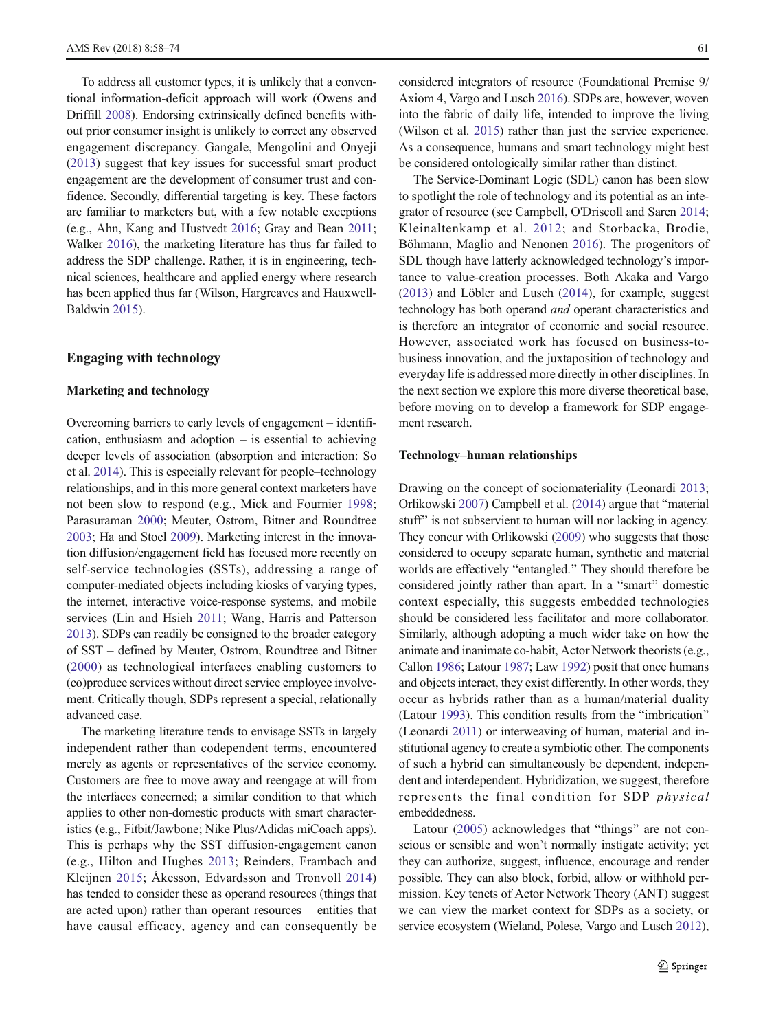To address all customer types, it is unlikely that a conventional information-deficit approach will work (Owens and Driffill 2008). Endorsing extrinsically defined benefits without prior consumer insight is unlikely to correct any observed engagement discrepancy. Gangale, Mengolini and Onyeji (2013) suggest that key issues for successful smart product engagement are the development of consumer trust and confidence. Secondly, differential targeting is key. These factors are familiar to marketers but, with a few notable exceptions (e.g., Ahn, Kang and Hustvedt 2016; Gray and Bean 2011; Walker 2016), the marketing literature has thus far failed to address the SDP challenge. Rather, it is in engineering, technical sciences, healthcare and applied energy where research has been applied thus far (Wilson, Hargreaves and Hauxwell-Baldwin 2015).

## Engaging with technology

### Marketing and technology

Overcoming barriers to early levels of engagement – identification, enthusiasm and adoption – is essential to achieving deeper levels of association (absorption and interaction: So et al. 2014). This is especially relevant for people–technology relationships, and in this more general context marketers have not been slow to respond (e.g., Mick and Fournier 1998; Parasuraman 2000; Meuter, Ostrom, Bitner and Roundtree 2003; Ha and Stoel 2009). Marketing interest in the innovation diffusion/engagement field has focused more recently on self-service technologies (SSTs), addressing a range of computer-mediated objects including kiosks of varying types, the internet, interactive voice-response systems, and mobile services (Lin and Hsieh 2011; Wang, Harris and Patterson 2013). SDPs can readily be consigned to the broader category of SST – defined by Meuter, Ostrom, Roundtree and Bitner (2000) as technological interfaces enabling customers to (co)produce services without direct service employee involvement. Critically though, SDPs represent a special, relationally advanced case.

The marketing literature tends to envisage SSTs in largely independent rather than codependent terms, encountered merely as agents or representatives of the service economy. Customers are free to move away and reengage at will from the interfaces concerned; a similar condition to that which applies to other non-domestic products with smart characteristics (e.g., Fitbit/Jawbone; Nike Plus/Adidas miCoach apps). This is perhaps why the SST diffusion-engagement canon (e.g., Hilton and Hughes 2013; Reinders, Frambach and Kleijnen 2015; Åkesson, Edvardsson and Tronvoll 2014) has tended to consider these as operand resources (things that are acted upon) rather than operant resources – entities that have causal efficacy, agency and can consequently be considered integrators of resource (Foundational Premise 9/ Axiom 4, Vargo and Lusch 2016). SDPs are, however, woven into the fabric of daily life, intended to improve the living (Wilson et al. 2015) rather than just the service experience. As a consequence, humans and smart technology might best be considered ontologically similar rather than distinct.

The Service-Dominant Logic (SDL) canon has been slow to spotlight the role of technology and its potential as an integrator of resource (see Campbell, O'Driscoll and Saren 2014; Kleinaltenkamp et al. 2012; and Storbacka, Brodie, Böhmann, Maglio and Nenonen 2016). The progenitors of SDL though have latterly acknowledged technology's importance to value-creation processes. Both Akaka and Vargo (2013) and Löbler and Lusch (2014), for example, suggest technology has both operand *and* operant characteristics and is therefore an integrator of economic and social resource. However, associated work has focused on business-to-business innovation, and the juxtaposition of technology and everyday life is addressed more directly in other disciplines. In the next section we explore this more diverse theoretical base, before moving on to develop a framework for SDP engagement research.

### Technology–human relationships

Drawing on the concept of sociomateriality (Leonardi 2013; Orlikowski 2007) Campbell et al. (2014) argue that "material stuff" is not subservient to human will nor lacking in agency. They concur with Orlikowski (2009) who suggests that those considered to occupy separate human, synthetic and material worlds are effectively "entangled." They should therefore be considered jointly rather than apart. In a "smart" domestic context especially, this suggests embedded technologies should be considered less facilitator and more collaborator. Similarly, although adopting a much wider take on how the animate and inanimate co-habit, Actor Network theorists (e.g., Callon 1986; Latour 1987; Law 1992) posit that once humans and objects interact, they exist differently. In other words, they occur as hybrids rather than as a human/material duality (Latour 1993). This condition results from the "imbrication" (Leonardi 2011) or interweaving of human, material and institutional agency to create a symbiotic other. The components of such a hybrid can simultaneously be dependent, independent and interdependent. Hybridization, we suggest, therefore represents the final condition for SDP *physical* embeddedness.

Latour (2005) acknowledges that "things" are not conscious or sensible and won't normally instigate activity; yet they can authorize, suggest, influence, encourage and render possible. They can also block, forbid, allow or withhold permission. Key tenets of Actor Network Theory (ANT) suggest we can view the market context for SDPs as a society, or service ecosystem (Wieland, Polese, Vargo and Lusch 2012),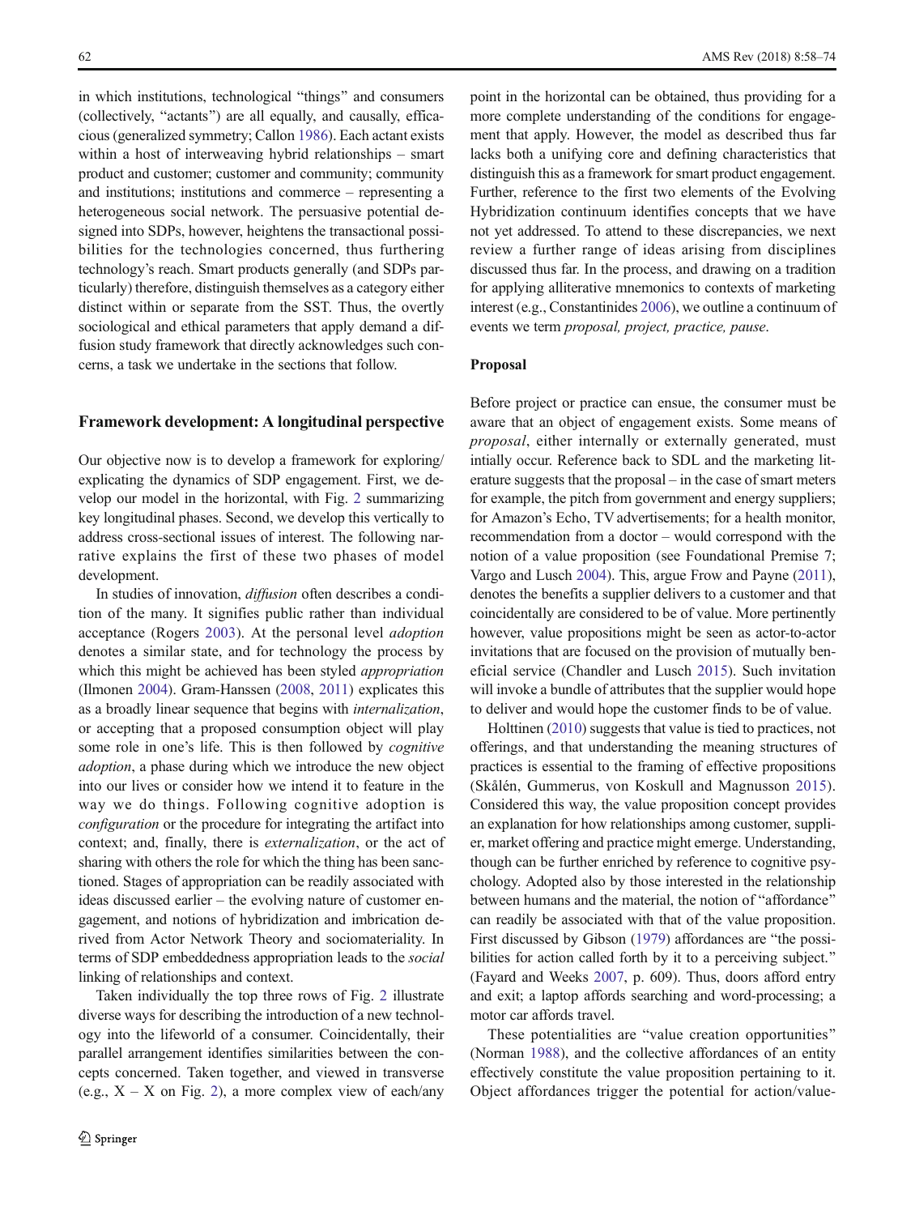in which institutions, technological "things" and consumers (collectively, "actants") are all equally, and causally, efficacious (generalized symmetry; Callon 1986). Each actant exists within a host of interweaving hybrid relationships – smart product and customer; customer and community; community and institutions; institutions and commerce – representing a heterogeneous social network. The persuasive potential designed into SDPs, however, heightens the transactional possibilities for the technologies concerned, thus furthering technology's reach. Smart products generally (and SDPs particularly) therefore, distinguish themselves as a category either distinct within or separate from the SST. Thus, the overtly sociological and ethical parameters that apply demand a diffusion study framework that directly acknowledges such concerns, a task we undertake in the sections that follow.

## Framework development: A longitudinal perspective

Our objective now is to develop a framework for exploring/explicating the dynamics of SDP engagement. First, we develop our model in the horizontal, with Fig. 2 summarizing key longitudinal phases. Second, we develop this vertically to address cross-sectional issues of interest. The following narrative explains the first of these two phases of model development.

In studies of innovation, *diffusion* often describes a condition of the many. It signifies public rather than individual acceptance (Rogers 2003). At the personal level *adoption* denotes a similar state, and for technology the process by which this might be achieved has been styled *appropriation* (Ilmonen 2004). Gram-Hanssen (2008, 2011) explicates this as a broadly linear sequence that begins with *internalization*, or accepting that a proposed consumption object will play some role in one's life. This is then followed by *cognitive adoption*, a phase during which we introduce the new object into our lives or consider how we intend it to feature in the way we do things. Following cognitive adoption is *configuration* or the procedure for integrating the artifact into context; and, finally, there is *externalization*, or the act of sharing with others the role for which the thing has been sanctioned. Stages of appropriation can be readily associated with ideas discussed earlier – the evolving nature of customer engagement, and notions of hybridization and imbrication derived from Actor Network Theory and sociomateriality. In terms of SDP embeddedness appropriation leads to the *social* linking of relationships and context.

Taken individually the top three rows of Fig. 2 illustrate diverse ways for describing the introduction of a new technology into the lifeworld of a consumer. Coincidentally, their parallel arrangement identifies similarities between the concepts concerned. Taken together, and viewed in transverse (e.g., X – X on Fig. 2), a more complex view of each/any point in the horizontal can be obtained, thus providing for a more complete understanding of the conditions for engagement that apply. However, the model as described thus far lacks both a unifying core and defining characteristics that distinguish this as a framework for smart product engagement. Further, reference to the first two elements of the Evolving Hybridization continuum identifies concepts that we have not yet addressed. To attend to these discrepancies, we next review a further range of ideas arising from disciplines discussed thus far. In the process, and drawing on a tradition for applying alliterative mnemonics to contexts of marketing interest (e.g., Constantinides 2006), we outline a continuum of events we term *proposal, project, practice, pause*.

### Proposal

Before project or practice can ensue, the consumer must be aware that an object of engagement exists. Some means of *proposal*, either internally or externally generated, must intially occur. Reference back to SDL and the marketing literature suggests that the proposal – in the case of smart meters for example, the pitch from government and energy suppliers; for Amazon's Echo, TV advertisements; for a health monitor, recommendation from a doctor – would correspond with the notion of a value proposition (see Foundational Premise 7; Vargo and Lusch 2004). This, argue Frow and Payne (2011), denotes the benefits a supplier delivers to a customer and that coincidentally are considered to be of value. More pertinently however, value propositions might be seen as actor-to-actor invitations that are focused on the provision of mutually beneficial service (Chandler and Lusch 2015). Such invitation will invoke a bundle of attributes that the supplier would hope to deliver and would hope the customer finds to be of value.

Holttinen (2010) suggests that value is tied to practices, not offerings, and that understanding the meaning structures of practices is essential to the framing of effective propositions (Skålén, Gummerus, von Koskull and Magnusson 2015). Considered this way, the value proposition concept provides an explanation for how relationships among customer, supplier, market offering and practice might emerge. Understanding, though can be further enriched by reference to cognitive psychology. Adopted also by those interested in the relationship between humans and the material, the notion of "affordance" can readily be associated with that of the value proposition. First discussed by Gibson (1979) affordances are "the possibilities for action called forth by it to a perceiving subject." (Fayard and Weeks 2007, p. 609). Thus, doors afford entry and exit; a laptop affords searching and word-processing; a motor car affords travel.

These potentialities are "value creation opportunities" (Norman 1988), and the collective affordances of an entity effectively constitute the value proposition pertaining to it. Object affordances trigger the potential for action/value-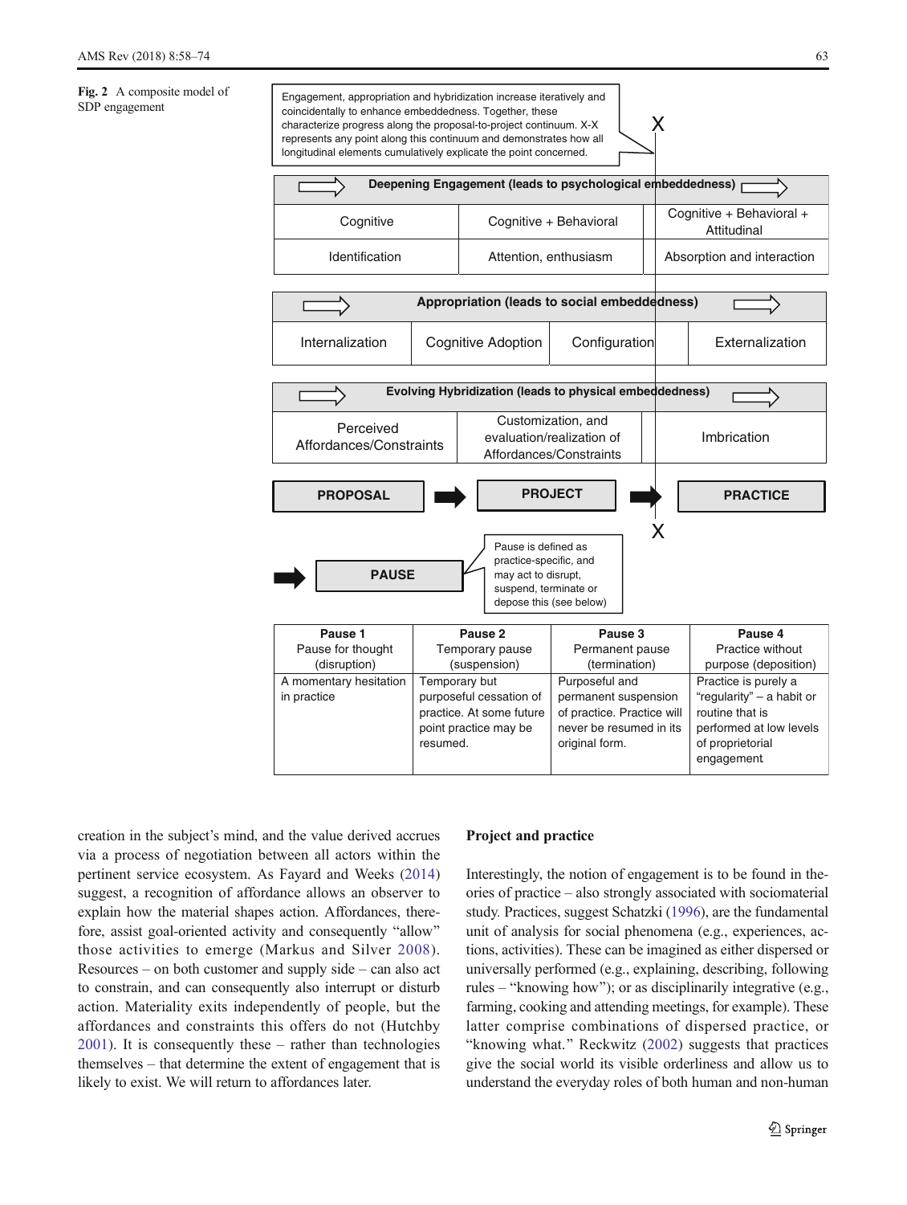**Fig. 2** A composite model of SDP engagement

Engagement, appropriation and hybridization increase iteratively and coincidentally to enhance embeddedness. Together, these characterize progress along the proposal-to-project continuum. X-X represents any point along this continuum and demonstrates how all longitudinal elements cumulatively explicate the point concerned.

**Deepening Engagement (leads to psychological embeddedness)**

| Cognitive | Cognitive + Behavioral | Cognitive + Behavioral + Attitudinal |
|---|---|---|
| Identification | Attention, enthusiasm | Absorption and interaction |

**Appropriation (leads to social embeddedness)**

| Internalization | Cognitive Adoption | Configuration | Externalization |
|---|---|---|---|

**Evolving Hybridization (leads to physical embeddedness)**

| Perceived Affordances/Constraints | Customization, and evaluation/realization of Affordances/Constraints | Imbrication |
|---|---|---|

**PROPOSAL** → **PROJECT** → **PRACTICE**

→ **PAUSE**

Pause is defined as practice-specific, and may act to disrupt, suspend, terminate or depose this (see below)

| **Pause 1** Pause for thought (disruption) | **Pause 2** Temporary pause (suspension) | **Pause 3** Permanent pause (termination) | **Pause 4** Practice without purpose (deposition) |
|---|---|---|---|
| A momentary hesitation in practice | Temporary but purposeful cessation of practice. At some future point practice may be resumed. | Purposeful and permanent suspension of practice. Practice will never be resumed in its original form. | Practice is purely a "regularity" – a habit or routine that is performed at low levels of proprietorial engagement |

creation in the subject's mind, and the value derived accrues via a process of negotiation between all actors within the pertinent service ecosystem. As Fayard and Weeks (2014) suggest, a recognition of affordance allows an observer to explain how the material shapes action. Affordances, therefore, assist goal-oriented activity and consequently "allow" those activities to emerge (Markus and Silver 2008). Resources – on both customer and supply side – can also act to constrain, and can consequently also interrupt or disturb action. Materiality exits independently of people, but the affordances and constraints this offers do not (Hutchby 2001). It is consequently these – rather than technologies themselves – that determine the extent of engagement that is likely to exist. We will return to affordances later.

## Project and practice

Interestingly, the notion of engagement is to be found in theories of practice – also strongly associated with sociomaterial study. Practices, suggest Schatzki (1996), are the fundamental unit of analysis for social phenomena (e.g., experiences, actions, activities). These can be imagined as either dispersed or universally performed (e.g., explaining, describing, following rules – "knowing how"); or as disciplinarily integrative (e.g., farming, cooking and attending meetings, for example). These latter comprise combinations of dispersed practice, or "knowing what." Reckwitz (2002) suggests that practices give the social world its visible orderliness and allow us to understand the everyday roles of both human and non-human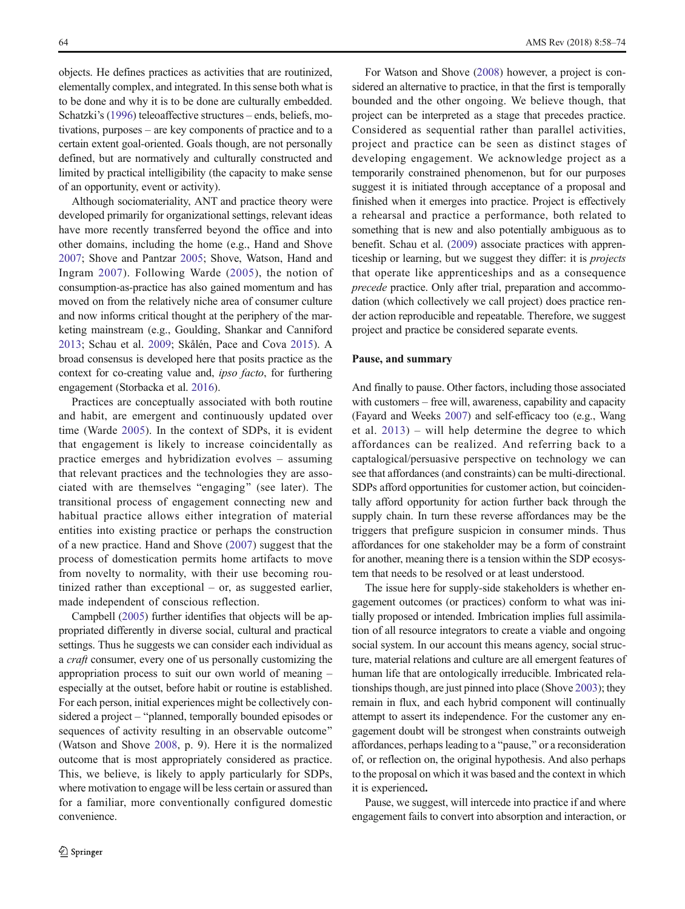objects. He defines practices as activities that are routinized, elementally complex, and integrated. In this sense both what is to be done and why it is to be done are culturally embedded. Schatzki's (1996) teleoaffective structures – ends, beliefs, motivations, purposes – are key components of practice and to a certain extent goal-oriented. Goals though, are not personally defined, but are normatively and culturally constructed and limited by practical intelligibility (the capacity to make sense of an opportunity, event or activity).

Although sociomateriality, ANT and practice theory were developed primarily for organizational settings, relevant ideas have more recently transferred beyond the office and into other domains, including the home (e.g., Hand and Shove 2007; Shove and Pantzar 2005; Shove, Watson, Hand and Ingram 2007). Following Warde (2005), the notion of consumption-as-practice has also gained momentum and has moved on from the relatively niche area of consumer culture and now informs critical thought at the periphery of the marketing mainstream (e.g., Goulding, Shankar and Canniford 2013; Schau et al. 2009; Skålén, Pace and Cova 2015). A broad consensus is developed here that posits practice as the context for co-creating value and, *ipso facto*, for furthering engagement (Storbacka et al. 2016).

Practices are conceptually associated with both routine and habit, are emergent and continuously updated over time (Warde 2005). In the context of SDPs, it is evident that engagement is likely to increase coincidentally as practice emerges and hybridization evolves – assuming that relevant practices and the technologies they are associated with are themselves "engaging" (see later). The transitional process of engagement connecting new and habitual practice allows either integration of material entities into existing practice or perhaps the construction of a new practice. Hand and Shove (2007) suggest that the process of domestication permits home artifacts to move from novelty to normality, with their use becoming routinized rather than exceptional – or, as suggested earlier, made independent of conscious reflection.

Campbell (2005) further identifies that objects will be appropriated differently in diverse social, cultural and practical settings. Thus he suggests we can consider each individual as a *craft* consumer, every one of us personally customizing the appropriation process to suit our own world of meaning – especially at the outset, before habit or routine is established. For each person, initial experiences might be collectively considered a project – "planned, temporally bounded episodes or sequences of activity resulting in an observable outcome" (Watson and Shove 2008, p. 9). Here it is the normalized outcome that is most appropriately considered as practice. This, we believe, is likely to apply particularly for SDPs, where motivation to engage will be less certain or assured than for a familiar, more conventionally configured domestic convenience.

For Watson and Shove (2008) however, a project is considered an alternative to practice, in that the first is temporally bounded and the other ongoing. We believe though, that project can be interpreted as a stage that precedes practice. Considered as sequential rather than parallel activities, project and practice can be seen as distinct stages of developing engagement. We acknowledge project as a temporarily constrained phenomenon, but for our purposes suggest it is initiated through acceptance of a proposal and finished when it emerges into practice. Project is effectively a rehearsal and practice a performance, both related to something that is new and also potentially ambiguous as to benefit. Schau et al. (2009) associate practices with apprenticeship or learning, but we suggest they differ: it is *projects* that operate like apprenticeships and as a consequence *precede* practice. Only after trial, preparation and accommodation (which collectively we call project) does practice render action reproducible and repeatable. Therefore, we suggest project and practice be considered separate events.

## Pause, and summary

And finally to pause. Other factors, including those associated with customers – free will, awareness, capability and capacity (Fayard and Weeks 2007) and self-efficacy too (e.g., Wang et al. 2013) – will help determine the degree to which affordances can be realized. And referring back to a captalogical/persuasive perspective on technology we can see that affordances (and constraints) can be multi-directional. SDPs afford opportunities for customer action, but coincidentally afford opportunity for action further back through the supply chain. In turn these reverse affordances may be the triggers that prefigure suspicion in consumer minds. Thus affordances for one stakeholder may be a form of constraint for another, meaning there is a tension within the SDP ecosystem that needs to be resolved or at least understood.

The issue here for supply-side stakeholders is whether engagement outcomes (or practices) conform to what was initially proposed or intended. Imbrication implies full assimilation of all resource integrators to create a viable and ongoing social system. In our account this means agency, social structure, material relations and culture are all emergent features of human life that are ontologically irreducible. Imbricated relationships though, are just pinned into place (Shove 2003); they remain in flux, and each hybrid component will continually attempt to assert its independence. For the customer any engagement doubt will be strongest when constraints outweigh affordances, perhaps leading to a "pause," or a reconsideration of, or reflection on, the original hypothesis. And also perhaps to the proposal on which it was based and the context in which it is experienced.

Pause, we suggest, will intercede into practice if and where engagement fails to convert into absorption and interaction, or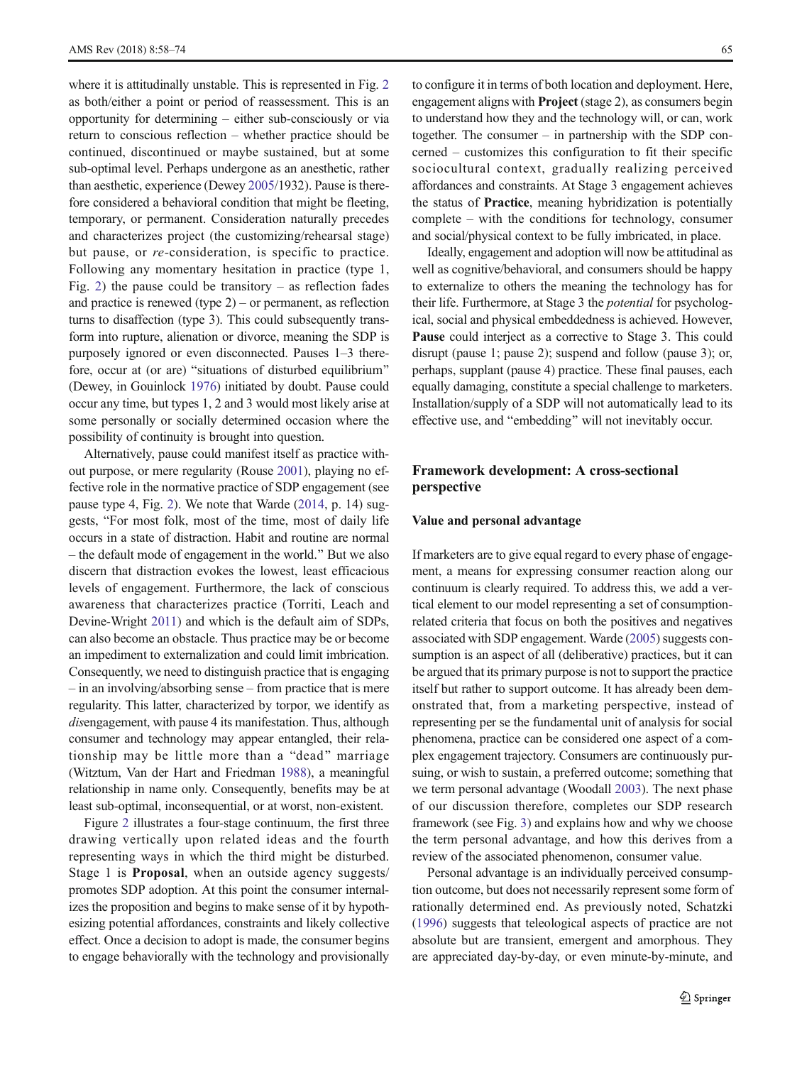where it is attitudinally unstable. This is represented in Fig. 2 as both/either a point or period of reassessment. This is an opportunity for determining – either sub-consciously or via return to conscious reflection – whether practice should be continued, discontinued or maybe sustained, but at some sub-optimal level. Perhaps undergone as an anesthetic, rather than aesthetic, experience (Dewey 2005/1932). Pause is therefore considered a behavioral condition that might be fleeting, temporary, or permanent. Consideration naturally precedes and characterizes project (the customizing/rehearsal stage) but pause, or *re*-consideration, is specific to practice. Following any momentary hesitation in practice (type 1, Fig. 2) the pause could be transitory – as reflection fades and practice is renewed (type 2) – or permanent, as reflection turns to disaffection (type 3). This could subsequently transform into rupture, alienation or divorce, meaning the SDP is purposely ignored or even disconnected. Pauses 1–3 therefore, occur at (or are) "situations of disturbed equilibrium" (Dewey, in Gouinlock 1976) initiated by doubt. Pause could occur any time, but types 1, 2 and 3 would most likely arise at some personally or socially determined occasion where the possibility of continuity is brought into question.

Alternatively, pause could manifest itself as practice without purpose, or mere regularity (Rouse 2001), playing no effective role in the normative practice of SDP engagement (see pause type 4, Fig. 2). We note that Warde (2014, p. 14) suggests, "For most folk, most of the time, most of daily life occurs in a state of distraction. Habit and routine are normal – the default mode of engagement in the world." But we also discern that distraction evokes the lowest, least efficacious levels of engagement. Furthermore, the lack of conscious awareness that characterizes practice (Torriti, Leach and Devine-Wright 2011) and which is the default aim of SDPs, can also become an obstacle. Thus practice may be or become an impediment to externalization and could limit imbrication. Consequently, we need to distinguish practice that is engaging – in an involving/absorbing sense – from practice that is mere regularity. This latter, characterized by torpor, we identify as *dis*engagement, with pause 4 its manifestation. Thus, although consumer and technology may appear entangled, their relationship may be little more than a "dead" marriage (Witztum, Van der Hart and Friedman 1988), a meaningful relationship in name only. Consequently, benefits may be at least sub-optimal, inconsequential, or at worst, non-existent.

Figure 2 illustrates a four-stage continuum, the first three drawing vertically upon related ideas and the fourth representing ways in which the third might be disturbed. Stage 1 is **Proposal**, when an outside agency suggests/promotes SDP adoption. At this point the consumer internalizes the proposition and begins to make sense of it by hypothesizing potential affordances, constraints and likely collective effect. Once a decision to adopt is made, the consumer begins to engage behaviorally with the technology and provisionally to configure it in terms of both location and deployment. Here, engagement aligns with **Project** (stage 2), as consumers begin to understand how they and the technology will, or can, work together. The consumer – in partnership with the SDP concerned – customizes this configuration to fit their specific sociocultural context, gradually realizing perceived affordances and constraints. At Stage 3 engagement achieves the status of **Practice**, meaning hybridization is potentially complete – with the conditions for technology, consumer and social/physical context to be fully imbricated, in place.

Ideally, engagement and adoption will now be attitudinal as well as cognitive/behavioral, and consumers should be happy to externalize to others the meaning the technology has for their life. Furthermore, at Stage 3 the *potential* for psychological, social and physical embeddedness is achieved. However, **Pause** could interject as a corrective to Stage 3. This could disrupt (pause 1; pause 2); suspend and follow (pause 3); or, perhaps, supplant (pause 4) practice. These final pauses, each equally damaging, constitute a special challenge to marketers. Installation/supply of a SDP will not automatically lead to its effective use, and "embedding" will not inevitably occur.

## Framework development: A cross-sectional perspective

### Value and personal advantage

If marketers are to give equal regard to every phase of engagement, a means for expressing consumer reaction along our continuum is clearly required. To address this, we add a vertical element to our model representing a set of consumption-related criteria that focus on both the positives and negatives associated with SDP engagement. Warde (2005) suggests consumption is an aspect of all (deliberative) practices, but it can be argued that its primary purpose is not to support the practice itself but rather to support outcome. It has already been demonstrated that, from a marketing perspective, instead of representing per se the fundamental unit of analysis for social phenomena, practice can be considered one aspect of a complex engagement trajectory. Consumers are continuously pursuing, or wish to sustain, a preferred outcome; something that we term personal advantage (Woodall 2003). The next phase of our discussion therefore, completes our SDP research framework (see Fig. 3) and explains how and why we choose the term personal advantage, and how this derives from a review of the associated phenomenon, consumer value.

Personal advantage is an individually perceived consumption outcome, but does not necessarily represent some form of rationally determined end. As previously noted, Schatzki (1996) suggests that teleological aspects of practice are not absolute but are transient, emergent and amorphous. They are appreciated day-by-day, or even minute-by-minute, and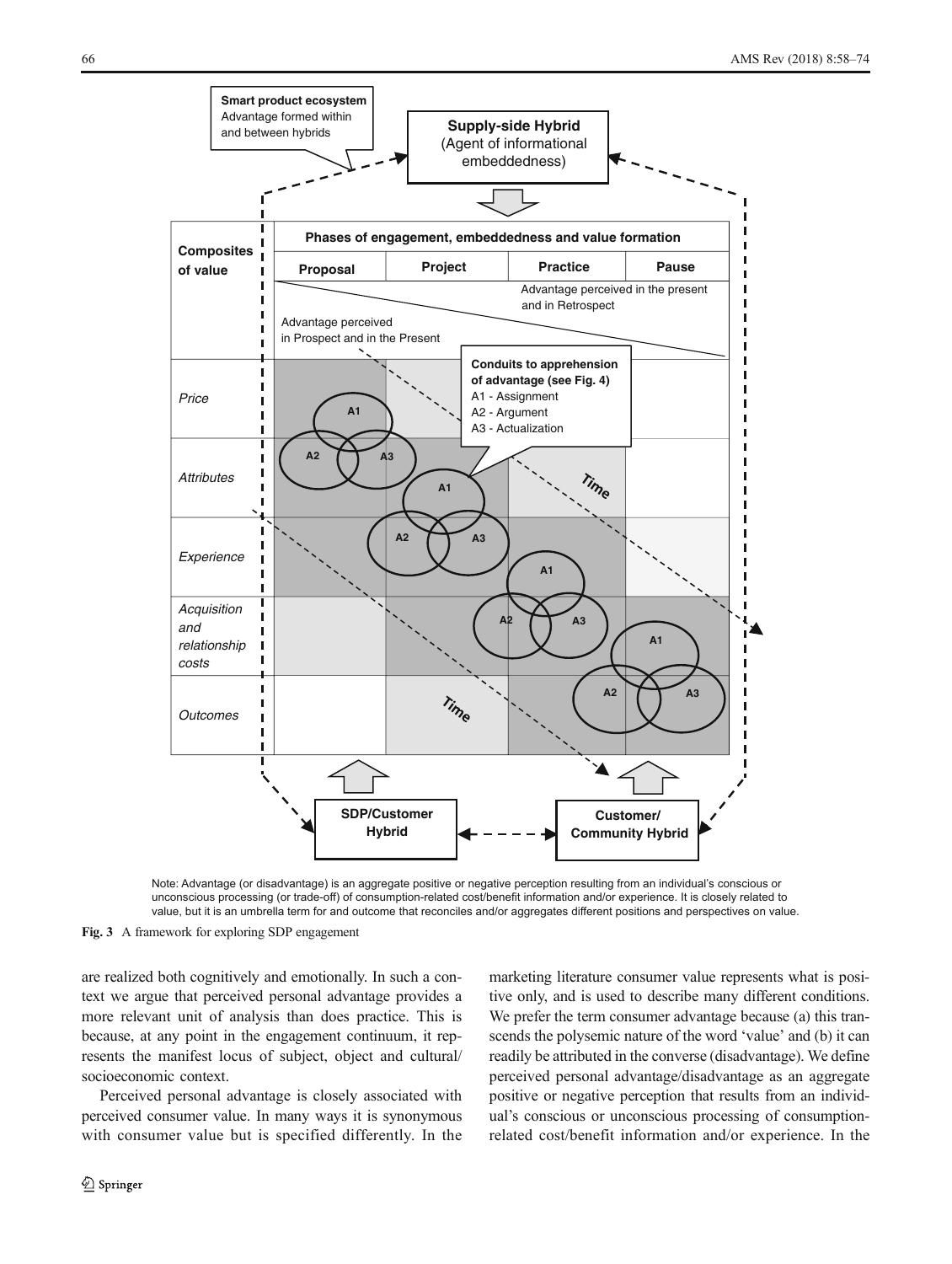Note: Advantage (or disadvantage) is an aggregate positive or negative perception resulting from an individual's conscious or unconscious processing (or trade-off) of consumption-related cost/benefit information and/or experience. It is closely related to value, but it is an umbrella term for and outcome that reconciles and/or aggregates different positions and perspectives on value.

**Fig. 3** A framework for exploring SDP engagement

are realized both cognitively and emotionally. In such a context we argue that perceived personal advantage provides a more relevant unit of analysis than does practice. This is because, at any point in the engagement continuum, it represents the manifest locus of subject, object and cultural/socioeconomic context.

Perceived personal advantage is closely associated with perceived consumer value. In many ways it is synonymous with consumer value but is specified differently. In the marketing literature consumer value represents what is positive only, and is used to describe many different conditions. We prefer the term consumer advantage because (a) this transcends the polysemic nature of the word 'value' and (b) it can readily be attributed in the converse (disadvantage). We define perceived personal advantage/disadvantage as an aggregate positive or negative perception that results from an individual's conscious or unconscious processing of consumption-related cost/benefit information and/or experience. In the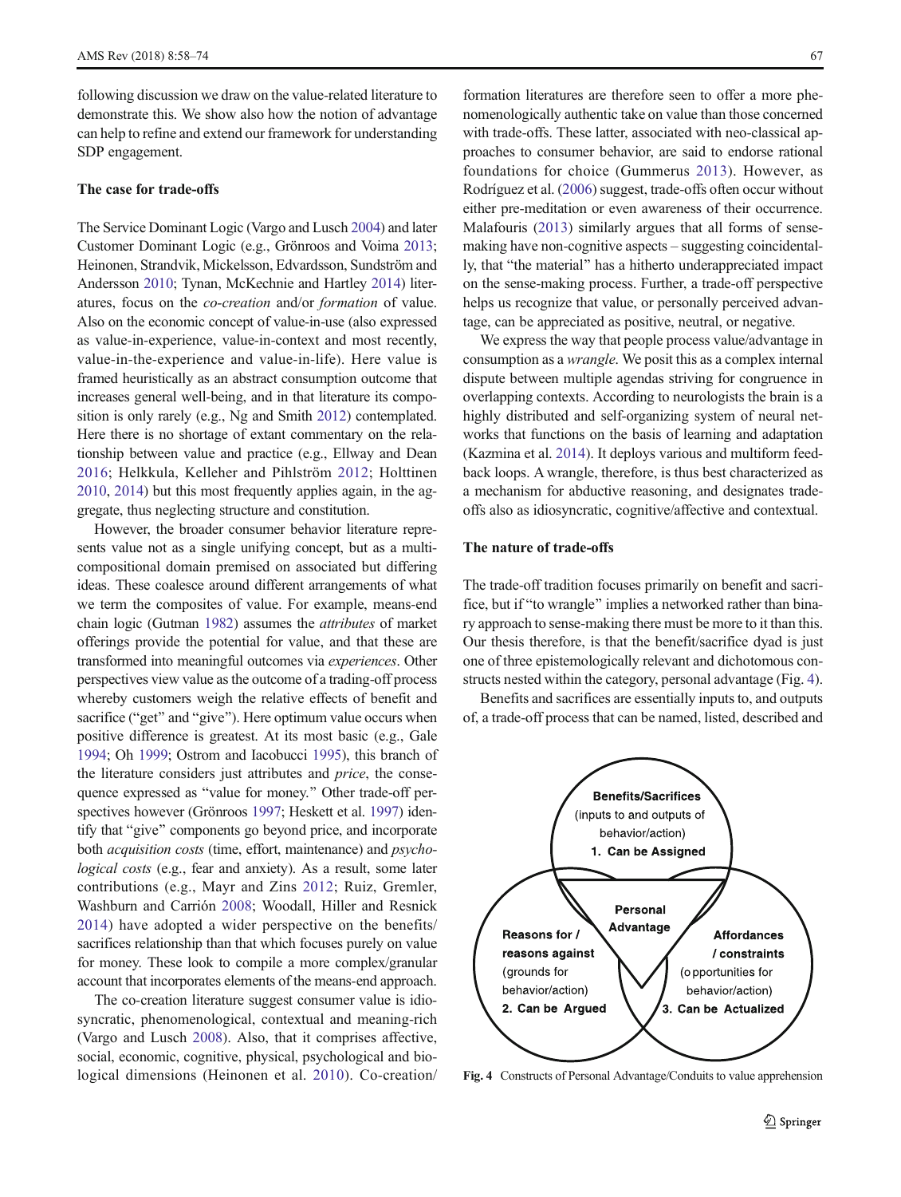following discussion we draw on the value-related literature to demonstrate this. We show also how the notion of advantage can help to refine and extend our framework for understanding SDP engagement.

### The case for trade-offs

The Service Dominant Logic (Vargo and Lusch 2004) and later Customer Dominant Logic (e.g., Grönroos and Voima 2013; Heinonen, Strandvik, Mickelsson, Edvardsson, Sundström and Andersson 2010; Tynan, McKechnie and Hartley 2014) literatures, focus on the *co-creation* and/or *formation* of value. Also on the economic concept of value-in-use (also expressed as value-in-experience, value-in-context and most recently, value-in-the-experience and value-in-life). Here value is framed heuristically as an abstract consumption outcome that increases general well-being, and in that literature its composition is only rarely (e.g., Ng and Smith 2012) contemplated. Here there is no shortage of extant commentary on the relationship between value and practice (e.g., Ellway and Dean 2016; Helkkula, Kelleher and Pihlström 2012; Holttinen 2010, 2014) but this most frequently applies again, in the aggregate, thus neglecting structure and constitution.

However, the broader consumer behavior literature represents value not as a single unifying concept, but as a multi-compositional domain premised on associated but differing ideas. These coalesce around different arrangements of what we term the composites of value. For example, means-end chain logic (Gutman 1982) assumes the *attributes* of market offerings provide the potential for value, and that these are transformed into meaningful outcomes via *experiences*. Other perspectives view value as the outcome of a trading-off process whereby customers weigh the relative effects of benefit and sacrifice ("get" and "give"). Here optimum value occurs when positive difference is greatest. At its most basic (e.g., Gale 1994; Oh 1999; Ostrom and Iacobucci 1995), this branch of the literature considers just attributes and *price*, the consequence expressed as "value for money." Other trade-off perspectives however (Grönroos 1997; Heskett et al. 1997) identify that "give" components go beyond price, and incorporate both *acquisition costs* (time, effort, maintenance) and *psychological costs* (e.g., fear and anxiety). As a result, some later contributions (e.g., Mayr and Zins 2012; Ruiz, Gremler, Washburn and Carrión 2008; Woodall, Hiller and Resnick 2014) have adopted a wider perspective on the benefits/sacrifices relationship than that which focuses purely on value for money. These look to compile a more complex/granular account that incorporates elements of the means-end approach.

The co-creation literature suggest consumer value is idiosyncratic, phenomenological, contextual and meaning-rich (Vargo and Lusch 2008). Also, that it comprises affective, social, economic, cognitive, physical, psychological and biological dimensions (Heinonen et al. 2010). Co-creation/formation literatures are therefore seen to offer a more phenomenologically authentic take on value than those concerned with trade-offs. These latter, associated with neo-classical approaches to consumer behavior, are said to endorse rational foundations for choice (Gummerus 2013). However, as Rodríguez et al. (2006) suggest, trade-offs often occur without either pre-meditation or even awareness of their occurrence. Malafouris (2013) similarly argues that all forms of sense-making have non-cognitive aspects – suggesting coincidentally, that "the material" has a hitherto underappreciated impact on the sense-making process. Further, a trade-off perspective helps us recognize that value, or personally perceived advantage, can be appreciated as positive, neutral, or negative.

We express the way that people process value/advantage in consumption as a *wrangle*. We posit this as a complex internal dispute between multiple agendas striving for congruence in overlapping contexts. According to neurologists the brain is a highly distributed and self-organizing system of neural networks that functions on the basis of learning and adaptation (Kazmina et al. 2014). It deploys various and multiform feedback loops. A wrangle, therefore, is thus best characterized as a mechanism for abductive reasoning, and designates trade-offs also as idiosyncratic, cognitive/affective and contextual.

### The nature of trade-offs

The trade-off tradition focuses primarily on benefit and sacrifice, but if "to wrangle" implies a networked rather than binary approach to sense-making there must be more to it than this. Our thesis therefore, is that the benefit/sacrifice dyad is just one of three epistemologically relevant and dichotomous constructs nested within the category, personal advantage (Fig. 4).

Benefits and sacrifices are essentially inputs to, and outputs of, a trade-off process that can be named, listed, described and

**Benefits/Sacrifices** (inputs to and outputs of behavior/action) **1. Can be Assigned**

**Personal Advantage**

**Reasons for / reasons against** (grounds for behavior/action) **2. Can be Argued**

**Affordances / constraints** (opportunities for behavior/action) **3. Can be Actualized**

**Fig. 4** Constructs of Personal Advantage/Conduits to value apprehension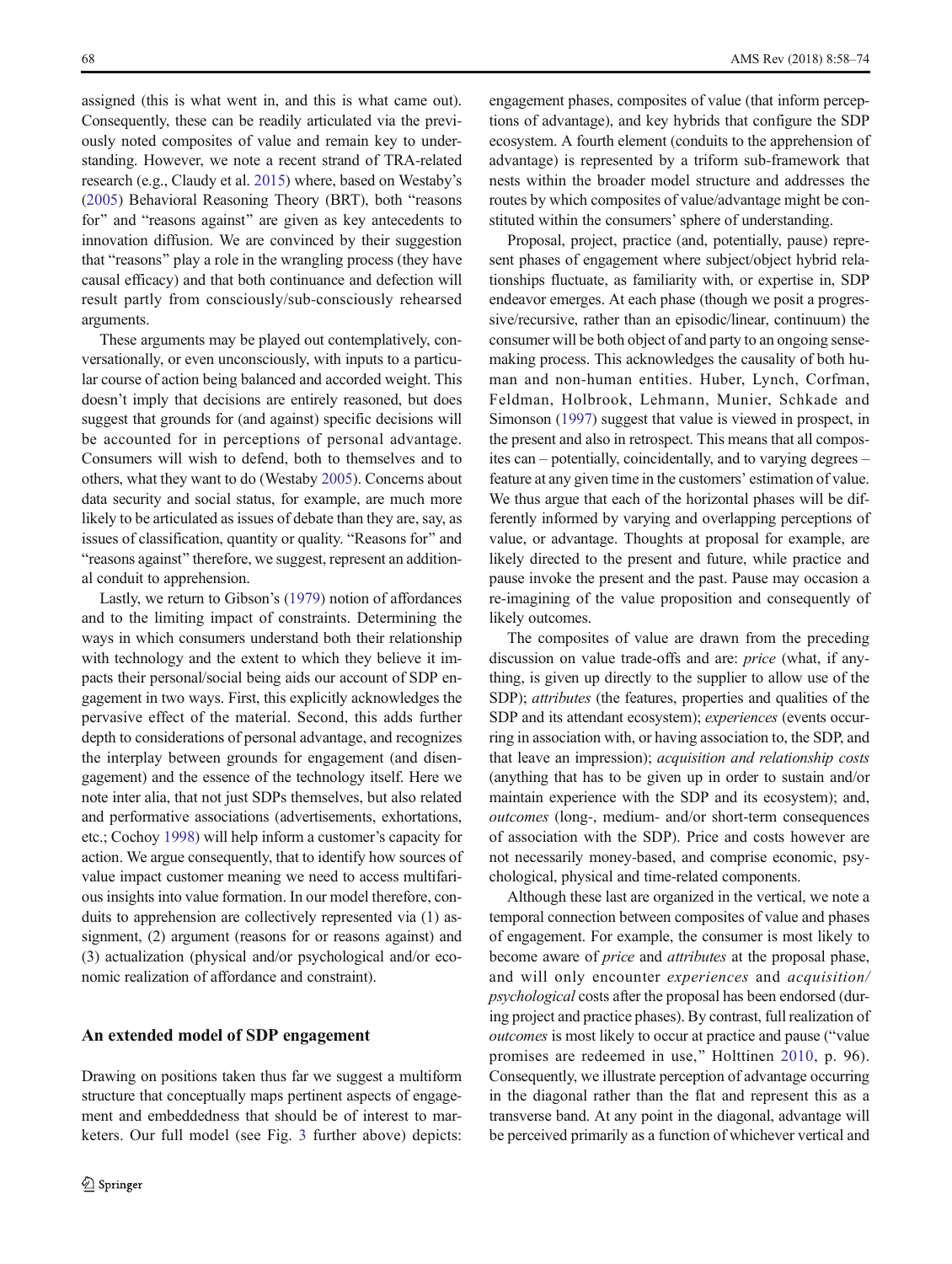assigned (this is what went in, and this is what came out). Consequently, these can be readily articulated via the previously noted composites of value and remain key to understanding. However, we note a recent strand of TRA-related research (e.g., Claudy et al. 2015) where, based on Westaby's (2005) Behavioral Reasoning Theory (BRT), both "reasons for" and "reasons against" are given as key antecedents to innovation diffusion. We are convinced by their suggestion that "reasons" play a role in the wrangling process (they have causal efficacy) and that both continuance and defection will result partly from consciously/sub-consciously rehearsed arguments.

These arguments may be played out contemplatively, conversationally, or even unconsciously, with inputs to a particular course of action being balanced and accorded weight. This doesn't imply that decisions are entirely reasoned, but does suggest that grounds for (and against) specific decisions will be accounted for in perceptions of personal advantage. Consumers will wish to defend, both to themselves and to others, what they want to do (Westaby 2005). Concerns about data security and social status, for example, are much more likely to be articulated as issues of debate than they are, say, as issues of classification, quantity or quality. "Reasons for" and "reasons against" therefore, we suggest, represent an additional conduit to apprehension.

Lastly, we return to Gibson's (1979) notion of affordances and to the limiting impact of constraints. Determining the ways in which consumers understand both their relationship with technology and the extent to which they believe it impacts their personal/social being aids our account of SDP engagement in two ways. First, this explicitly acknowledges the pervasive effect of the material. Second, this adds further depth to considerations of personal advantage, and recognizes the interplay between grounds for engagement (and disengagement) and the essence of the technology itself. Here we note inter alia, that not just SDPs themselves, but also related and performative associations (advertisements, exhortations, etc.; Cochoy 1998) will help inform a customer's capacity for action. We argue consequently, that to identify how sources of value impact customer meaning we need to access multifarious insights into value formation. In our model therefore, conduits to apprehension are collectively represented via (1) assignment, (2) argument (reasons for or reasons against) and (3) actualization (physical and/or psychological and/or economic realization of affordance and constraint).

## An extended model of SDP engagement

Drawing on positions taken thus far we suggest a multiform structure that conceptually maps pertinent aspects of engagement and embeddedness that should be of interest to marketers. Our full model (see Fig. 3 further above) depicts: engagement phases, composites of value (that inform perceptions of advantage), and key hybrids that configure the SDP ecosystem. A fourth element (conduits to the apprehension of advantage) is represented by a triform sub-framework that nests within the broader model structure and addresses the routes by which composites of value/advantage might be constituted within the consumers' sphere of understanding.

Proposal, project, practice (and, potentially, pause) represent phases of engagement where subject/object hybrid relationships fluctuate, as familiarity with, or expertise in, SDP endeavor emerges. At each phase (though we posit a progressive/recursive, rather than an episodic/linear, continuum) the consumer will be both object of and party to an ongoing sense-making process. This acknowledges the causality of both human and non-human entities. Huber, Lynch, Corfman, Feldman, Holbrook, Lehmann, Munier, Schkade and Simonson (1997) suggest that value is viewed in prospect, in the present and also in retrospect. This means that all composites can – potentially, coincidentally, and to varying degrees – feature at any given time in the customers' estimation of value. We thus argue that each of the horizontal phases will be differently informed by varying and overlapping perceptions of value, or advantage. Thoughts at proposal for example, are likely directed to the present and future, while practice and pause invoke the present and the past. Pause may occasion a re-imagining of the value proposition and consequently of likely outcomes.

The composites of value are drawn from the preceding discussion on value trade-offs and are: *price* (what, if anything, is given up directly to the supplier to allow use of the SDP); *attributes* (the features, properties and qualities of the SDP and its attendant ecosystem); *experiences* (events occurring in association with, or having association to, the SDP, and that leave an impression); *acquisition and relationship costs* (anything that has to be given up in order to sustain and/or maintain experience with the SDP and its ecosystem); and, *outcomes* (long-, medium- and/or short-term consequences of association with the SDP). Price and costs however are not necessarily money-based, and comprise economic, psychological, physical and time-related components.

Although these last are organized in the vertical, we note a temporal connection between composites of value and phases of engagement. For example, the consumer is most likely to become aware of *price* and *attributes* at the proposal phase, and will only encounter *experiences* and *acquisition/psychological* costs after the proposal has been endorsed (during project and practice phases). By contrast, full realization of *outcomes* is most likely to occur at practice and pause ("value promises are redeemed in use," Holttinen 2010, p. 96). Consequently, we illustrate perception of advantage occurring in the diagonal rather than the flat and represent this as a transverse band. At any point in the diagonal, advantage will be perceived primarily as a function of whichever vertical and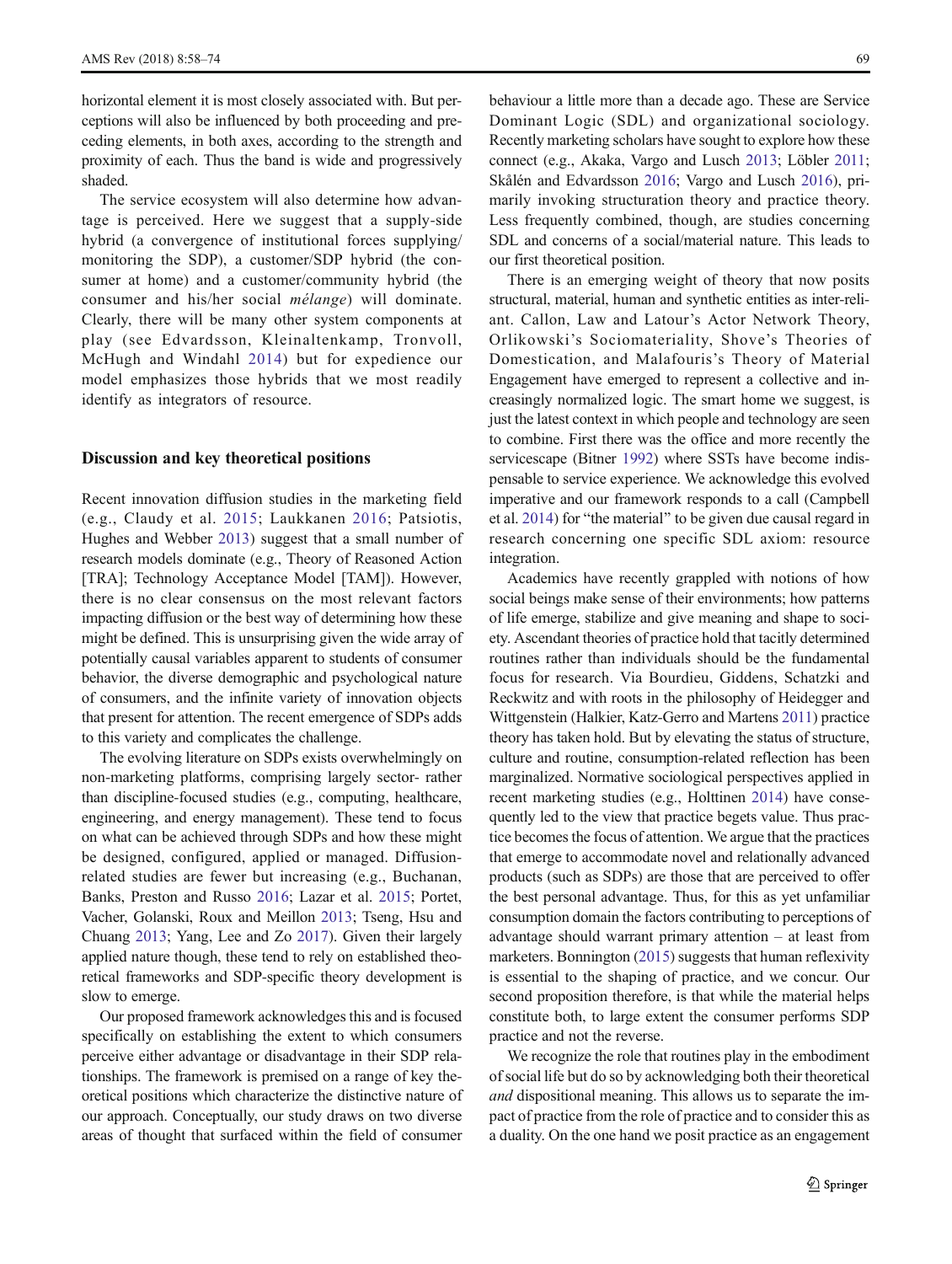horizontal element it is most closely associated with. But perceptions will also be influenced by both proceeding and preceding elements, in both axes, according to the strength and proximity of each. Thus the band is wide and progressively shaded.

The service ecosystem will also determine how advantage is perceived. Here we suggest that a supply-side hybrid (a convergence of institutional forces supplying/monitoring the SDP), a customer/SDP hybrid (the consumer at home) and a customer/community hybrid (the consumer and his/her social *mélange*) will dominate. Clearly, there will be many other system components at play (see Edvardsson, Kleinaltenkamp, Tronvoll, McHugh and Windahl 2014) but for expedience our model emphasizes those hybrids that we most readily identify as integrators of resource.

## Discussion and key theoretical positions

Recent innovation diffusion studies in the marketing field (e.g., Claudy et al. 2015; Laukkanen 2016; Patsiotis, Hughes and Webber 2013) suggest that a small number of research models dominate (e.g., Theory of Reasoned Action [TRA]; Technology Acceptance Model [TAM]). However, there is no clear consensus on the most relevant factors impacting diffusion or the best way of determining how these might be defined. This is unsurprising given the wide array of potentially causal variables apparent to students of consumer behavior, the diverse demographic and psychological nature of consumers, and the infinite variety of innovation objects that present for attention. The recent emergence of SDPs adds to this variety and complicates the challenge.

The evolving literature on SDPs exists overwhelmingly on non-marketing platforms, comprising largely sector- rather than discipline-focused studies (e.g., computing, healthcare, engineering, and energy management). These tend to focus on what can be achieved through SDPs and how these might be designed, configured, applied or managed. Diffusion-related studies are fewer but increasing (e.g., Buchanan, Banks, Preston and Russo 2016; Lazar et al. 2015; Portet, Vacher, Golanski, Roux and Meillon 2013; Tseng, Hsu and Chuang 2013; Yang, Lee and Zo 2017). Given their largely applied nature though, these tend to rely on established theoretical frameworks and SDP-specific theory development is slow to emerge.

Our proposed framework acknowledges this and is focused specifically on establishing the extent to which consumers perceive either advantage or disadvantage in their SDP relationships. The framework is premised on a range of key theoretical positions which characterize the distinctive nature of our approach. Conceptually, our study draws on two diverse areas of thought that surfaced within the field of consumer behaviour a little more than a decade ago. These are Service Dominant Logic (SDL) and organizational sociology. Recently marketing scholars have sought to explore how these connect (e.g., Akaka, Vargo and Lusch 2013; Löbler 2011; Skålén and Edvardsson 2016; Vargo and Lusch 2016), primarily invoking structuration theory and practice theory. Less frequently combined, though, are studies concerning SDL and concerns of a social/material nature. This leads to our first theoretical position.

There is an emerging weight of theory that now posits structural, material, human and synthetic entities as inter-reliant. Callon, Law and Latour's Actor Network Theory, Orlikowski's Sociomateriality, Shove's Theories of Domestication, and Malafouris's Theory of Material Engagement have emerged to represent a collective and increasingly normalized logic. The smart home we suggest, is just the latest context in which people and technology are seen to combine. First there was the office and more recently the servicescape (Bitner 1992) where SSTs have become indispensable to service experience. We acknowledge this evolved imperative and our framework responds to a call (Campbell et al. 2014) for "the material" to be given due causal regard in research concerning one specific SDL axiom: resource integration.

Academics have recently grappled with notions of how social beings make sense of their environments; how patterns of life emerge, stabilize and give meaning and shape to society. Ascendant theories of practice hold that tacitly determined routines rather than individuals should be the fundamental focus for research. Via Bourdieu, Giddens, Schatzki and Reckwitz and with roots in the philosophy of Heidegger and Wittgenstein (Halkier, Katz-Gerro and Martens 2011) practice theory has taken hold. But by elevating the status of structure, culture and routine, consumption-related reflection has been marginalized. Normative sociological perspectives applied in recent marketing studies (e.g., Holttinen 2014) have consequently led to the view that practice begets value. Thus practice becomes the focus of attention. We argue that the practices that emerge to accommodate novel and relationally advanced products (such as SDPs) are those that are perceived to offer the best personal advantage. Thus, for this as yet unfamiliar consumption domain the factors contributing to perceptions of advantage should warrant primary attention – at least from marketers. Bonnington (2015) suggests that human reflexivity is essential to the shaping of practice, and we concur. Our second proposition therefore, is that while the material helps constitute both, to large extent the consumer performs SDP practice and not the reverse.

We recognize the role that routines play in the embodiment of social life but do so by acknowledging both their theoretical *and* dispositional meaning. This allows us to separate the impact of practice from the role of practice and to consider this as a duality. On the one hand we posit practice as an engagement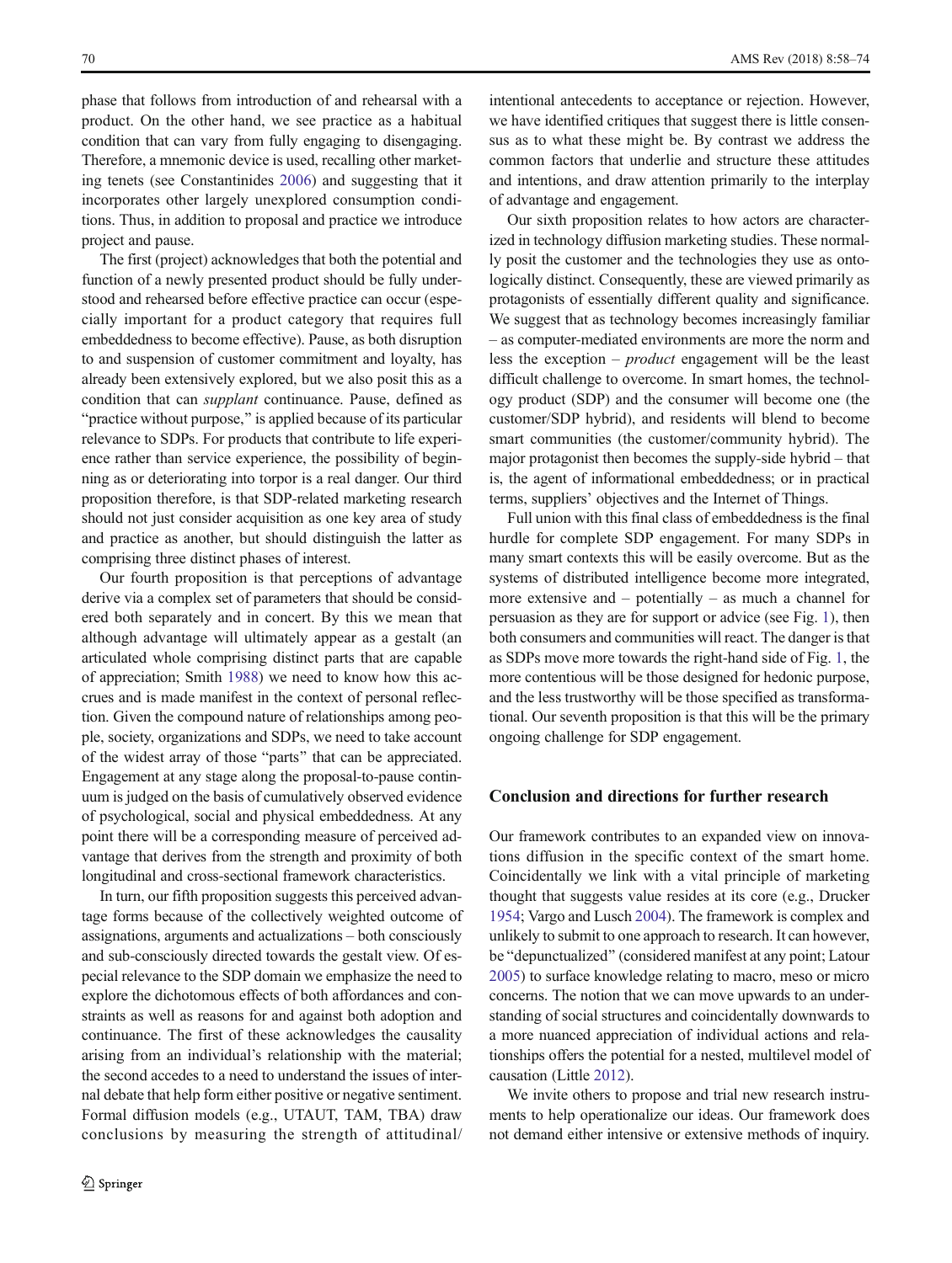phase that follows from introduction of and rehearsal with a product. On the other hand, we see practice as a habitual condition that can vary from fully engaging to disengaging. Therefore, a mnemonic device is used, recalling other marketing tenets (see Constantinides 2006) and suggesting that it incorporates other largely unexplored consumption conditions. Thus, in addition to proposal and practice we introduce project and pause.

The first (project) acknowledges that both the potential and function of a newly presented product should be fully understood and rehearsed before effective practice can occur (especially important for a product category that requires full embeddedness to become effective). Pause, as both disruption to and suspension of customer commitment and loyalty, has already been extensively explored, but we also posit this as a condition that can *supplant* continuance. Pause, defined as "practice without purpose," is applied because of its particular relevance to SDPs. For products that contribute to life experience rather than service experience, the possibility of beginning as or deteriorating into torpor is a real danger. Our third proposition therefore, is that SDP-related marketing research should not just consider acquisition as one key area of study and practice as another, but should distinguish the latter as comprising three distinct phases of interest.

Our fourth proposition is that perceptions of advantage derive via a complex set of parameters that should be considered both separately and in concert. By this we mean that although advantage will ultimately appear as a gestalt (an articulated whole comprising distinct parts that are capable of appreciation; Smith 1988) we need to know how this accrues and is made manifest in the context of personal reflection. Given the compound nature of relationships among people, society, organizations and SDPs, we need to take account of the widest array of those "parts" that can be appreciated. Engagement at any stage along the proposal-to-pause continuum is judged on the basis of cumulatively observed evidence of psychological, social and physical embeddedness. At any point there will be a corresponding measure of perceived advantage that derives from the strength and proximity of both longitudinal and cross-sectional framework characteristics.

In turn, our fifth proposition suggests this perceived advantage forms because of the collectively weighted outcome of assignations, arguments and actualizations – both consciously and sub-consciously directed towards the gestalt view. Of especial relevance to the SDP domain we emphasize the need to explore the dichotomous effects of both affordances and constraints as well as reasons for and against both adoption and continuance. The first of these acknowledges the causality arising from an individual's relationship with the material; the second accedes to a need to understand the issues of internal debate that help form either positive or negative sentiment. Formal diffusion models (e.g., UTAUT, TAM, TBA) draw conclusions by measuring the strength of attitudinal/intentional antecedents to acceptance or rejection. However, we have identified critiques that suggest there is little consensus as to what these might be. By contrast we address the common factors that underlie and structure these attitudes and intentions, and draw attention primarily to the interplay of advantage and engagement.

Our sixth proposition relates to how actors are characterized in technology diffusion marketing studies. These normally posit the customer and the technologies they use as ontologically distinct. Consequently, these are viewed primarily as protagonists of essentially different quality and significance. We suggest that as technology becomes increasingly familiar – as computer-mediated environments are more the norm and less the exception – *product* engagement will be the least difficult challenge to overcome. In smart homes, the technology product (SDP) and the consumer will become one (the customer/SDP hybrid), and residents will blend to become smart communities (the customer/community hybrid). The major protagonist then becomes the supply-side hybrid – that is, the agent of informational embeddedness; or in practical terms, suppliers' objectives and the Internet of Things.

Full union with this final class of embeddedness is the final hurdle for complete SDP engagement. For many SDPs in many smart contexts this will be easily overcome. But as the systems of distributed intelligence become more integrated, more extensive and – potentially – as much a channel for persuasion as they are for support or advice (see Fig. 1), then both consumers and communities will react. The danger is that as SDPs move more towards the right-hand side of Fig. 1, the more contentious will be those designed for hedonic purpose, and the less trustworthy will be those specified as transformational. Our seventh proposition is that this will be the primary ongoing challenge for SDP engagement.

## Conclusion and directions for further research

Our framework contributes to an expanded view on innovations diffusion in the specific context of the smart home. Coincidentally we link with a vital principle of marketing thought that suggests value resides at its core (e.g., Drucker 1954; Vargo and Lusch 2004). The framework is complex and unlikely to submit to one approach to research. It can however, be "depunctualized" (considered manifest at any point; Latour 2005) to surface knowledge relating to macro, meso or micro concerns. The notion that we can move upwards to an understanding of social structures and coincidentally downwards to a more nuanced appreciation of individual actions and relationships offers the potential for a nested, multilevel model of causation (Little 2012).

We invite others to propose and trial new research instruments to help operationalize our ideas. Our framework does not demand either intensive or extensive methods of inquiry.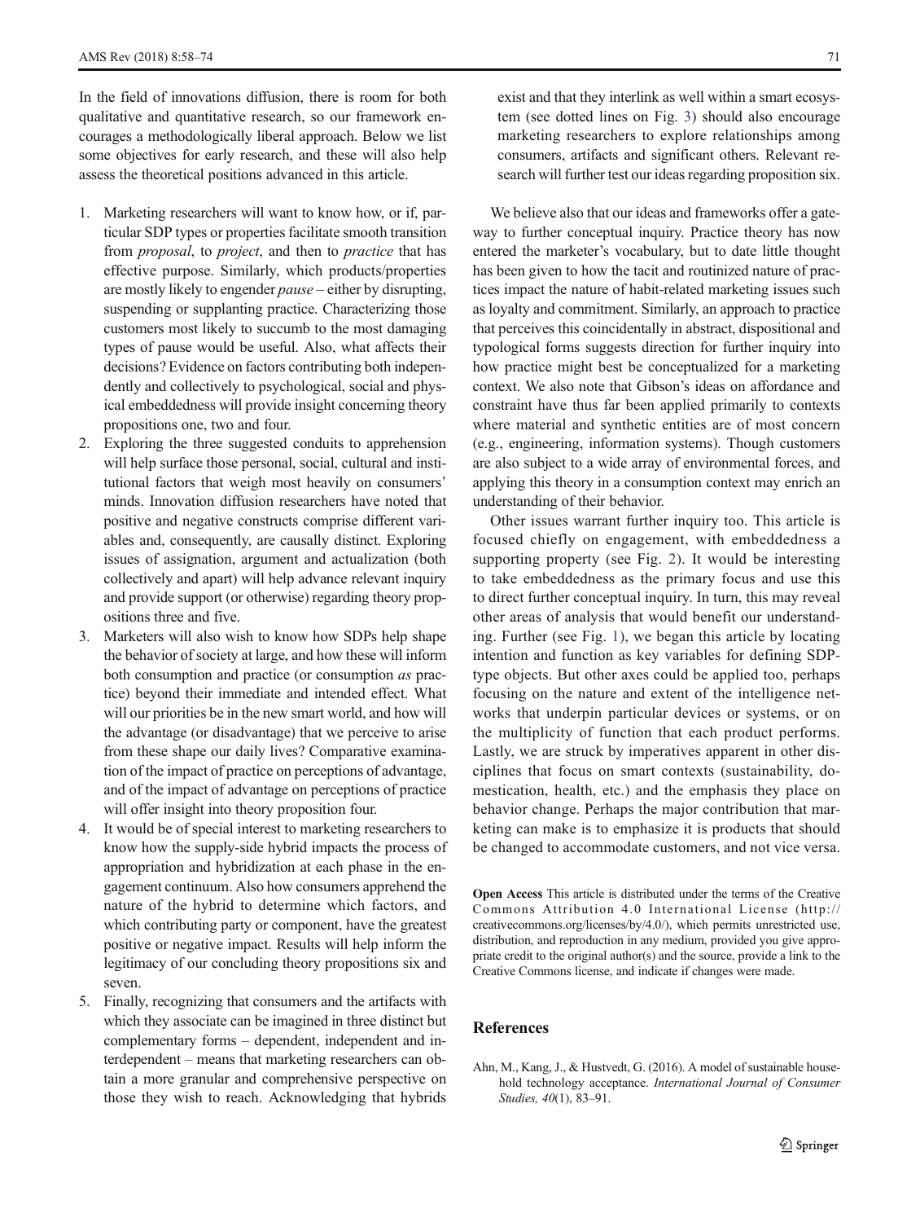In the field of innovations diffusion, there is room for both qualitative and quantitative research, so our framework encourages a methodologically liberal approach. Below we list some objectives for early research, and these will also help assess the theoretical positions advanced in this article.

1. Marketing researchers will want to know how, or if, particular SDP types or properties facilitate smooth transition from *proposal*, to *project*, and then to *practice* that has effective purpose. Similarly, which products/properties are mostly likely to engender *pause* – either by disrupting, suspending or supplanting practice. Characterizing those customers most likely to succumb to the most damaging types of pause would be useful. Also, what affects their decisions? Evidence on factors contributing both independently and collectively to psychological, social and physical embeddedness will provide insight concerning theory propositions one, two and four.
2. Exploring the three suggested conduits to apprehension will help surface those personal, social, cultural and institutional factors that weigh most heavily on consumers' minds. Innovation diffusion researchers have noted that positive and negative constructs comprise different variables and, consequently, are causally distinct. Exploring issues of assignation, argument and actualization (both collectively and apart) will help advance relevant inquiry and provide support (or otherwise) regarding theory propositions three and five.
3. Marketers will also wish to know how SDPs help shape the behavior of society at large, and how these will inform both consumption and practice (or consumption *as* practice) beyond their immediate and intended effect. What will our priorities be in the new smart world, and how will the advantage (or disadvantage) that we perceive to arise from these shape our daily lives? Comparative examination of the impact of practice on perceptions of advantage, and of the impact of advantage on perceptions of practice will offer insight into theory proposition four.
4. It would be of special interest to marketing researchers to know how the supply-side hybrid impacts the process of appropriation and hybridization at each phase in the engagement continuum. Also how consumers apprehend the nature of the hybrid to determine which factors, and which contributing party or component, have the greatest positive or negative impact. Results will help inform the legitimacy of our concluding theory propositions six and seven.
5. Finally, recognizing that consumers and the artifacts with which they associate can be imagined in three distinct but complementary forms – dependent, independent and interdependent – means that marketing researchers can obtain a more granular and comprehensive perspective on those they wish to reach. Acknowledging that hybrids exist and that they interlink as well within a smart ecosystem (see dotted lines on Fig. 3) should also encourage marketing researchers to explore relationships among consumers, artifacts and significant others. Relevant research will further test our ideas regarding proposition six.

We believe also that our ideas and frameworks offer a gateway to further conceptual inquiry. Practice theory has now entered the marketer's vocabulary, but to date little thought has been given to how the tacit and routinized nature of practices impact the nature of habit-related marketing issues such as loyalty and commitment. Similarly, an approach to practice that perceives this coincidentally in abstract, dispositional and typological forms suggests direction for further inquiry into how practice might best be conceptualized for a marketing context. We also note that Gibson's ideas on affordance and constraint have thus far been applied primarily to contexts where material and synthetic entities are of most concern (e.g., engineering, information systems). Though customers are also subject to a wide array of environmental forces, and applying this theory in a consumption context may enrich an understanding of their behavior.

Other issues warrant further inquiry too. This article is focused chiefly on engagement, with embeddedness a supporting property (see Fig. 2). It would be interesting to take embeddedness as the primary focus and use this to direct further conceptual inquiry. In turn, this may reveal other areas of analysis that would benefit our understanding. Further (see Fig. 1), we began this article by locating intention and function as key variables for defining SDP-type objects. But other axes could be applied too, perhaps focusing on the nature and extent of the intelligence networks that underpin particular devices or systems, or on the multiplicity of function that each product performs. Lastly, we are struck by imperatives apparent in other disciplines that focus on smart contexts (sustainability, domestication, health, etc.) and the emphasis they place on behavior change. Perhaps the major contribution that marketing can make is to emphasize it is products that should be changed to accommodate customers, and not vice versa.

**Open Access** This article is distributed under the terms of the Creative Commons Attribution 4.0 International License (http://creativecommons.org/licenses/by/4.0/), which permits unrestricted use, distribution, and reproduction in any medium, provided you give appropriate credit to the original author(s) and the source, provide a link to the Creative Commons license, and indicate if changes were made.

## References

Ahn, M., Kang, J., & Hustvedt, G. (2016). A model of sustainable household technology acceptance. *International Journal of Consumer Studies, 40*(1), 83–91.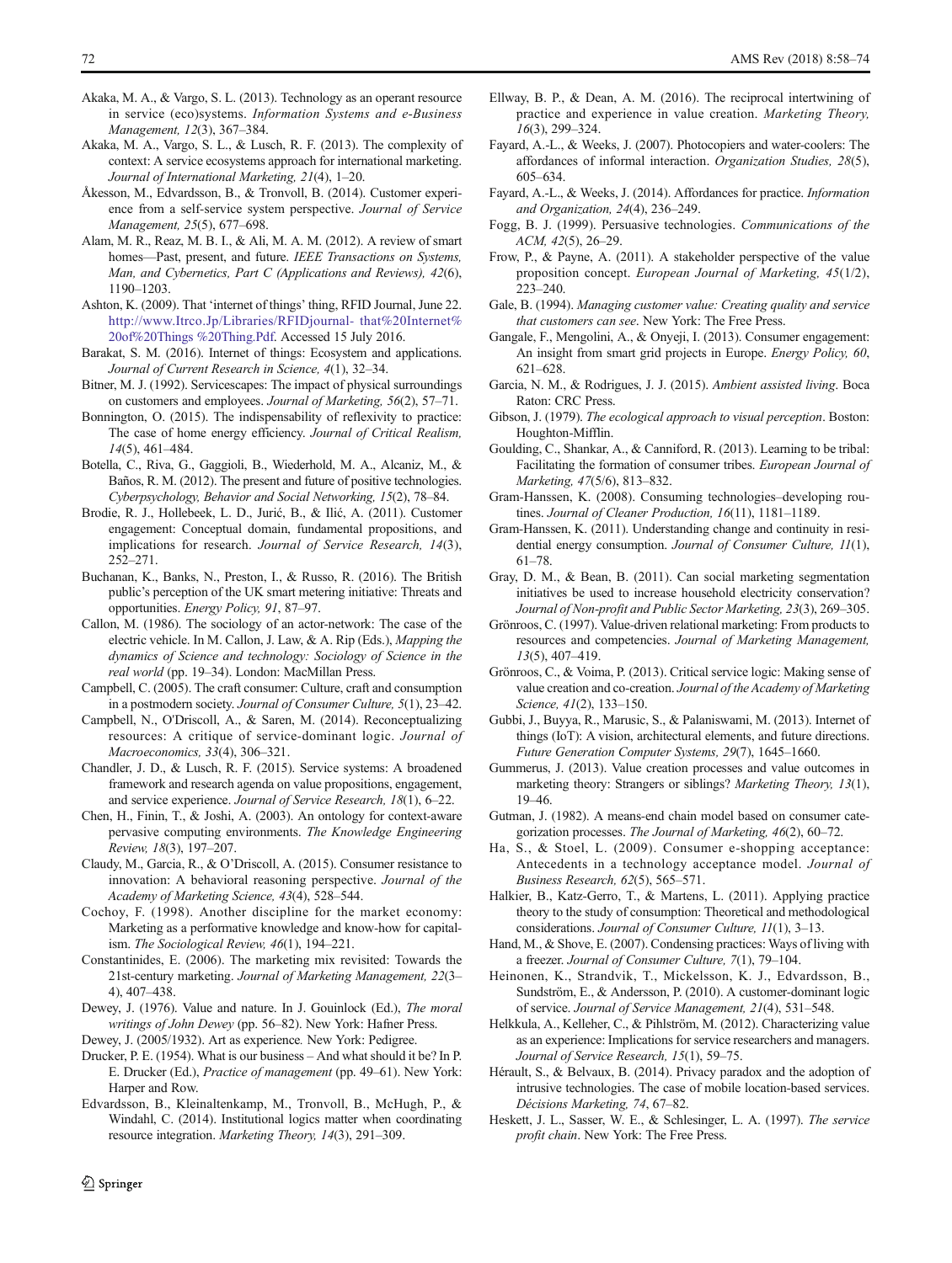Akaka, M. A., & Vargo, S. L. (2013). Technology as an operant resource in service (eco)systems. *Information Systems and e-Business Management, 12*(3), 367–384.

Akaka, M. A., Vargo, S. L., & Lusch, R. F. (2013). The complexity of context: A service ecosystems approach for international marketing. *Journal of International Marketing, 21*(4), 1–20.

Åkesson, M., Edvardsson, B., & Tronvoll, B. (2014). Customer experience from a self-service system perspective. *Journal of Service Management, 25*(5), 677–698.

Alam, M. R., Reaz, M. B. I., & Ali, M. A. M. (2012). A review of smart homes—Past, present, and future. *IEEE Transactions on Systems, Man, and Cybernetics, Part C (Applications and Reviews), 42*(6), 1190–1203.

Ashton, K. (2009). That 'internet of things' thing, RFID Journal, June 22. http://www.Itrco.Jp/Libraries/RFIDjournal- that%20Internet%20of%20Things %20Thing.Pdf. Accessed 15 July 2016.

Barakat, S. M. (2016). Internet of things: Ecosystem and applications. *Journal of Current Research in Science, 4*(1), 32–34.

Bitner, M. J. (1992). Servicescapes: The impact of physical surroundings on customers and employees. *Journal of Marketing, 56*(2), 57–71.

Bonnington, O. (2015). The indispensability of reflexivity to practice: The case of home energy efficiency. *Journal of Critical Realism, 14*(5), 461–484.

Botella, C., Riva, G., Gaggioli, B., Wiederhold, M. A., Alcaniz, M., & Baños, R. M. (2012). The present and future of positive technologies. *Cyberpsychology, Behavior and Social Networking, 15*(2), 78–84.

Brodie, R. J., Hollebeek, L. D., Jurić, B., & Ilić, A. (2011). Customer engagement: Conceptual domain, fundamental propositions, and implications for research. *Journal of Service Research, 14*(3), 252–271.

Buchanan, K., Banks, N., Preston, I., & Russo, R. (2016). The British public's perception of the UK smart metering initiative: Threats and opportunities. *Energy Policy, 91*, 87–97.

Callon, M. (1986). The sociology of an actor-network: The case of the electric vehicle. In M. Callon, J. Law, & A. Rip (Eds.), *Mapping the dynamics of Science and technology: Sociology of Science in the real world* (pp. 19–34). London: MacMillan Press.

Campbell, C. (2005). The craft consumer: Culture, craft and consumption in a postmodern society. *Journal of Consumer Culture, 5*(1), 23–42.

Campbell, N., O'Driscoll, A., & Saren, M. (2014). Reconceptualizing resources: A critique of service-dominant logic. *Journal of Macroeconomics, 33*(4), 306–321.

Chandler, J. D., & Lusch, R. F. (2015). Service systems: A broadened framework and research agenda on value propositions, engagement, and service experience. *Journal of Service Research, 18*(1), 6–22.

Chen, H., Finin, T., & Joshi, A. (2003). An ontology for context-aware pervasive computing environments. *The Knowledge Engineering Review, 18*(3), 197–207.

Claudy, M., Garcia, R., & O'Driscoll, A. (2015). Consumer resistance to innovation: A behavioral reasoning perspective. *Journal of the Academy of Marketing Science, 43*(4), 528–544.

Cochoy, F. (1998). Another discipline for the market economy: Marketing as a performative knowledge and know-how for capitalism. *The Sociological Review, 46*(1), 194–221.

Constantinides, E. (2006). The marketing mix revisited: Towards the 21st-century marketing. *Journal of Marketing Management, 22*(3–4), 407–438.

Dewey, J. (1976). Value and nature. In J. Gouinlock (Ed.), *The moral writings of John Dewey* (pp. 56–82). New York: Hafner Press.

Dewey, J. (2005/1932). Art as experience*.* New York: Pedigree.

Drucker, P. E. (1954). What is our business – And what should it be? In P. E. Drucker (Ed.), *Practice of management* (pp. 49–61). New York: Harper and Row.

Edvardsson, B., Kleinaltenkamp, M., Tronvoll, B., McHugh, P., & Windahl, C. (2014). Institutional logics matter when coordinating resource integration. *Marketing Theory, 14*(3), 291–309.

Ellway, B. P., & Dean, A. M. (2016). The reciprocal intertwining of practice and experience in value creation. *Marketing Theory, 16*(3), 299–324.

Fayard, A.-L., & Weeks, J. (2007). Photocopiers and water-coolers: The affordances of informal interaction. *Organization Studies, 28*(5), 605–634.

Fayard, A.-L., & Weeks, J. (2014). Affordances for practice. *Information and Organization, 24*(4), 236–249.

Fogg, B. J. (1999). Persuasive technologies. *Communications of the ACM, 42*(5), 26–29.

Frow, P., & Payne, A. (2011). A stakeholder perspective of the value proposition concept. *European Journal of Marketing, 45*(1/2), 223–240.

Gale, B. (1994). *Managing customer value: Creating quality and service that customers can see*. New York: The Free Press.

Gangale, F., Mengolini, A., & Onyeji, I. (2013). Consumer engagement: An insight from smart grid projects in Europe. *Energy Policy, 60*, 621–628.

Garcia, N. M., & Rodrigues, J. J. (2015). *Ambient assisted living*. Boca Raton: CRC Press.

Gibson, J. (1979). *The ecological approach to visual perception*. Boston: Houghton-Mifflin.

Goulding, C., Shankar, A., & Canniford, R. (2013). Learning to be tribal: Facilitating the formation of consumer tribes. *European Journal of Marketing, 47*(5/6), 813–832.

Gram-Hanssen, K. (2008). Consuming technologies–developing routines. *Journal of Cleaner Production, 16*(11), 1181–1189.

Gram-Hanssen, K. (2011). Understanding change and continuity in residential energy consumption. *Journal of Consumer Culture, 11*(1), 61–78.

Gray, D. M., & Bean, B. (2011). Can social marketing segmentation initiatives be used to increase household electricity conservation? *Journal of Non-profit and Public Sector Marketing, 23*(3), 269–305.

Grönroos, C. (1997). Value-driven relational marketing: From products to resources and competencies. *Journal of Marketing Management, 13*(5), 407–419.

Grönroos, C., & Voima, P. (2013). Critical service logic: Making sense of value creation and co-creation. *Journal of the Academy of Marketing Science, 41*(2), 133–150.

Gubbi, J., Buyya, R., Marusic, S., & Palaniswami, M. (2013). Internet of things (IoT): A vision, architectural elements, and future directions. *Future Generation Computer Systems, 29*(7), 1645–1660.

Gummerus, J. (2013). Value creation processes and value outcomes in marketing theory: Strangers or siblings? *Marketing Theory, 13*(1), 19–46.

Gutman, J. (1982). A means-end chain model based on consumer categorization processes. *The Journal of Marketing, 46*(2), 60–72.

Ha, S., & Stoel, L. (2009). Consumer e-shopping acceptance: Antecedents in a technology acceptance model. *Journal of Business Research, 62*(5), 565–571.

Halkier, B., Katz-Gerro, T., & Martens, L. (2011). Applying practice theory to the study of consumption: Theoretical and methodological considerations. *Journal of Consumer Culture, 11*(1), 3–13.

Hand, M., & Shove, E. (2007). Condensing practices: Ways of living with a freezer. *Journal of Consumer Culture, 7*(1), 79–104.

Heinonen, K., Strandvik, T., Mickelsson, K. J., Edvardsson, B., Sundström, E., & Andersson, P. (2010). A customer-dominant logic of service. *Journal of Service Management, 21*(4), 531–548.

Helkkula, A., Kelleher, C., & Pihlström, M. (2012). Characterizing value as an experience: Implications for service researchers and managers. *Journal of Service Research, 15*(1), 59–75.

Hérault, S., & Belvaux, B. (2014). Privacy paradox and the adoption of intrusive technologies. The case of mobile location-based services. *Décisions Marketing, 74*, 67–82.

Heskett, J. L., Sasser, W. E., & Schlesinger, L. A. (1997). *The service profit chain*. New York: The Free Press.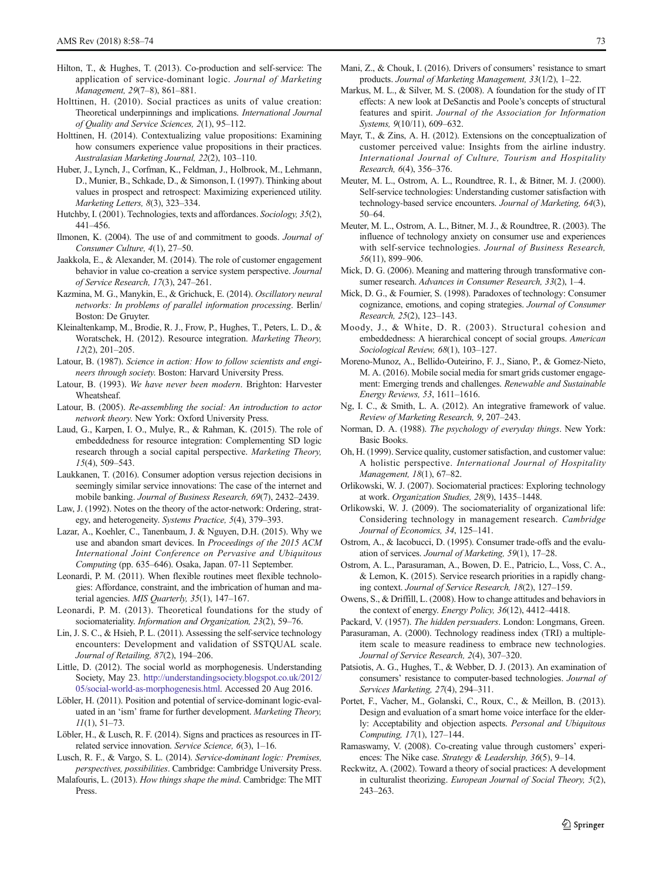Hilton, T., & Hughes, T. (2013). Co-production and self-service: The application of service-dominant logic. *Journal of Marketing Management, 29*(7–8), 861–881.

Holttinen, H. (2010). Social practices as units of value creation: Theoretical underpinnings and implications. *International Journal of Quality and Service Sciences, 2*(1), 95–112.

Holttinen, H. (2014). Contextualizing value propositions: Examining how consumers experience value propositions in their practices. *Australasian Marketing Journal, 22*(2), 103–110.

Huber, J., Lynch, J., Corfman, K., Feldman, J., Holbrook, M., Lehmann, D., Munier, B., Schkade, D., & Simonson, I. (1997). Thinking about values in prospect and retrospect: Maximizing experienced utility. *Marketing Letters, 8*(3), 323–334.

Hutchby, I. (2001). Technologies, texts and affordances. *Sociology, 35*(2), 441–456.

Ilmonen, K. (2004). The use of and commitment to goods. *Journal of Consumer Culture, 4*(1), 27–50.

Jaakkola, E., & Alexander, M. (2014). The role of customer engagement behavior in value co-creation a service system perspective. *Journal of Service Research, 17*(3), 247–261.

Kazmina, M. G., Manykin, E., & Grichuck, E. (2014). *Oscillatory neural networks: In problems of parallel information processing*. Berlin/Boston: De Gruyter.

Kleinaltenkamp, M., Brodie, R. J., Frow, P., Hughes, T., Peters, L. D., & Woratschek, H. (2012). Resource integration. *Marketing Theory, 12*(2), 201–205.

Latour, B. (1987). *Science in action: How to follow scientists and engineers through society*. Boston: Harvard University Press.

Latour, B. (1993). *We have never been modern*. Brighton: Harvester Wheatsheaf.

Latour, B. (2005). *Re-assembling the social: An introduction to actor network theory*. New York: Oxford University Press.

Laud, G., Karpen, I. O., Mulye, R., & Rahman, K. (2015). The role of embeddedness for resource integration: Complementing SD logic research through a social capital perspective. *Marketing Theory, 15*(4), 509–543.

Laukkanen, T. (2016). Consumer adoption versus rejection decisions in seemingly similar service innovations: The case of the internet and mobile banking. *Journal of Business Research, 69*(7), 2432–2439.

Law, J. (1992). Notes on the theory of the actor-network: Ordering, strategy, and heterogeneity. *Systems Practice, 5*(4), 379–393.

Lazar, A., Koehler, C., Tanenbaum, J., & Nguyen, D.H. (2015). Why we use and abandon smart devices. In *Proceedings of the 2015 ACM International Joint Conference on Pervasive and Ubiquitous Computing* (pp. 635–646). Osaka, Japan. 07-11 September.

Leonardi, P. M. (2011). When flexible routines meet flexible technologies: Affordance, constraint, and the imbrication of human and material agencies. *MIS Quarterly, 35*(1), 147–167.

Leonardi, P. M. (2013). Theoretical foundations for the study of sociomateriality. *Information and Organization, 23*(2), 59–76.

Lin, J. S. C., & Hsieh, P. L. (2011). Assessing the self-service technology encounters: Development and validation of SSTQUAL scale. *Journal of Retailing, 87*(2), 194–206.

Little, D. (2012). The social world as morphogenesis. Understanding Society, May 23. http://understandingsociety.blogspot.co.uk/2012/05/social-world-as-morphogenesis.html. Accessed 20 Aug 2016.

Löbler, H. (2011). Position and potential of service-dominant logic-evaluated in an 'ism' frame for further development. *Marketing Theory, 11*(1), 51–73.

Löbler, H., & Lusch, R. F. (2014). Signs and practices as resources in IT-related service innovation. *Service Science, 6*(3), 1–16.

Lusch, R. F., & Vargo, S. L. (2014). *Service-dominant logic: Premises, perspectives, possibilities*. Cambridge: Cambridge University Press.

Malafouris, L. (2013). *How things shape the mind*. Cambridge: The MIT Press.

Mani, Z., & Chouk, I. (2016). Drivers of consumers' resistance to smart products. *Journal of Marketing Management, 33*(1/2), 1–22.

Markus, M. L., & Silver, M. S. (2008). A foundation for the study of IT effects: A new look at DeSanctis and Poole's concepts of structural features and spirit. *Journal of the Association for Information Systems, 9*(10/11), 609–632.

Mayr, T., & Zins, A. H. (2012). Extensions on the conceptualization of customer perceived value: Insights from the airline industry. *International Journal of Culture, Tourism and Hospitality Research, 6*(4), 356–376.

Meuter, M. L., Ostrom, A. L., Roundtree, R. I., & Bitner, M. J. (2000). Self-service technologies: Understanding customer satisfaction with technology-based service encounters. *Journal of Marketing, 64*(3), 50–64.

Meuter, M. L., Ostrom, A. L., Bitner, M. J., & Roundtree, R. (2003). The influence of technology anxiety on consumer use and experiences with self-service technologies. *Journal of Business Research, 56*(11), 899–906.

Mick, D. G. (2006). Meaning and mattering through transformative consumer research. *Advances in Consumer Research, 33*(2), 1–4.

Mick, D. G., & Fournier, S. (1998). Paradoxes of technology: Consumer cognizance, emotions, and coping strategies. *Journal of Consumer Research, 25*(2), 123–143.

Moody, J., & White, D. R. (2003). Structural cohesion and embeddedness: A hierarchical concept of social groups. *American Sociological Review, 68*(1), 103–127.

Moreno-Munoz, A., Bellido-Outeirino, F. J., Siano, P., & Gomez-Nieto, M. A. (2016). Mobile social media for smart grids customer engagement: Emerging trends and challenges. *Renewable and Sustainable Energy Reviews, 53*, 1611–1616.

Ng, I. C., & Smith, L. A. (2012). An integrative framework of value. *Review of Marketing Research, 9*, 207–243.

Norman, D. A. (1988). *The psychology of everyday things*. New York: Basic Books.

Oh, H. (1999). Service quality, customer satisfaction, and customer value: A holistic perspective. *International Journal of Hospitality Management, 18*(1), 67–82.

Orlikowski, W. J. (2007). Sociomaterial practices: Exploring technology at work. *Organization Studies, 28*(9), 1435–1448.

Orlikowski, W. J. (2009). The sociomateriality of organizational life: Considering technology in management research. *Cambridge Journal of Economics, 34*, 125–141.

Ostrom, A., & Iacobucci, D. (1995). Consumer trade-offs and the evaluation of services. *Journal of Marketing, 59*(1), 17–28.

Ostrom, A. L., Parasuraman, A., Bowen, D. E., Patricio, L., Voss, C. A., & Lemon, K. (2015). Service research priorities in a rapidly changing context. *Journal of Service Research, 18*(2), 127–159.

Owens, S., & Driffill, L. (2008). How to change attitudes and behaviors in the context of energy. *Energy Policy, 36*(12), 4412–4418.

Packard, V. (1957). *The hidden persuaders*. London: Longmans, Green.

Parasuraman, A. (2000). Technology readiness index (TRI) a multiple-item scale to measure readiness to embrace new technologies. *Journal of Service Research, 2*(4), 307–320.

Patsiotis, A. G., Hughes, T., & Webber, D. J. (2013). An examination of consumers' resistance to computer-based technologies. *Journal of Services Marketing, 27*(4), 294–311.

Portet, F., Vacher, M., Golanski, C., Roux, C., & Meillon, B. (2013). Design and evaluation of a smart home voice interface for the elderly: Acceptability and objection aspects. *Personal and Ubiquitous Computing, 17*(1), 127–144.

Ramaswamy, V. (2008). Co-creating value through customers' experiences: The Nike case. *Strategy & Leadership, 36*(5), 9–14.

Reckwitz, A. (2002). Toward a theory of social practices: A development in culturalist theorizing. *European Journal of Social Theory, 5*(2), 243–263.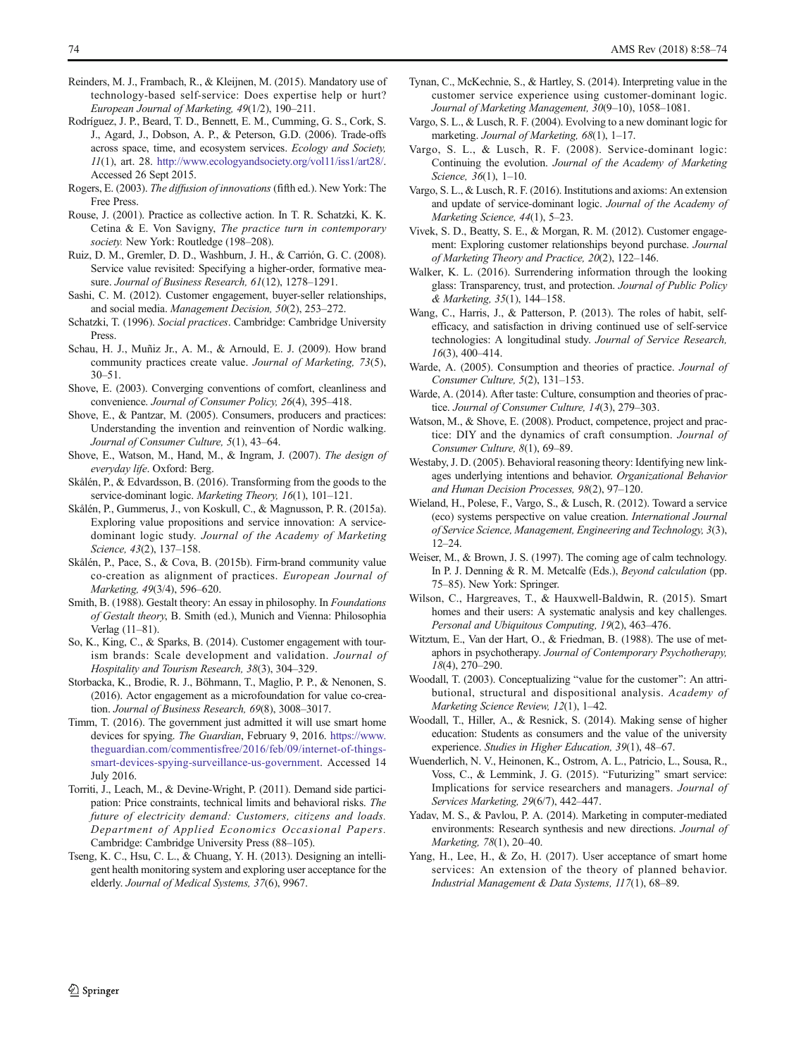Reinders, M. J., Frambach, R., & Kleijnen, M. (2015). Mandatory use of technology-based self-service: Does expertise help or hurt? *European Journal of Marketing, 49*(1/2), 190–211.

Rodríguez, J. P., Beard, T. D., Bennett, E. M., Cumming, G. S., Cork, S. J., Agard, J., Dobson, A. P., & Peterson, G.D. (2006). Trade-offs across space, time, and ecosystem services. *Ecology and Society, 11*(1), art. 28. http://www.ecologyandsociety.org/vol11/iss1/art28/. Accessed 26 Sept 2015.

Rogers, E. (2003). *The diffusion of innovations* (fifth ed.). New York: The Free Press.

Rouse, J. (2001). Practice as collective action. In T. R. Schatzki, K. K. Cetina & E. Von Savigny, *The practice turn in contemporary society.* New York: Routledge (198–208).

Ruiz, D. M., Gremler, D. D., Washburn, J. H., & Carrión, G. C. (2008). Service value revisited: Specifying a higher-order, formative measure. *Journal of Business Research, 61*(12), 1278–1291.

Sashi, C. M. (2012). Customer engagement, buyer-seller relationships, and social media. *Management Decision, 50*(2), 253–272.

Schatzki, T. (1996). *Social practices*. Cambridge: Cambridge University Press.

Schau, H. J., Muñiz Jr., A. M., & Arnould, E. J. (2009). How brand community practices create value. *Journal of Marketing, 73*(5), 30–51.

Shove, E. (2003). Converging conventions of comfort, cleanliness and convenience. *Journal of Consumer Policy, 26*(4), 395–418.

Shove, E., & Pantzar, M. (2005). Consumers, producers and practices: Understanding the invention and reinvention of Nordic walking. *Journal of Consumer Culture, 5*(1), 43–64.

Shove, E., Watson, M., Hand, M., & Ingram, J. (2007). *The design of everyday life*. Oxford: Berg.

Skålén, P., & Edvardsson, B. (2016). Transforming from the goods to the service-dominant logic. *Marketing Theory, 16*(1), 101–121.

Skålén, P., Gummerus, J., von Koskull, C., & Magnusson, P. R. (2015a). Exploring value propositions and service innovation: A service-dominant logic study. *Journal of the Academy of Marketing Science, 43*(2), 137–158.

Skålén, P., Pace, S., & Cova, B. (2015b). Firm-brand community value co-creation as alignment of practices. *European Journal of Marketing, 49*(3/4), 596–620.

Smith, B. (1988). Gestalt theory: An essay in philosophy. In *Foundations of Gestalt theory*, B. Smith (ed.), Munich and Vienna: Philosophia Verlag (11–81).

So, K., King, C., & Sparks, B. (2014). Customer engagement with tourism brands: Scale development and validation. *Journal of Hospitality and Tourism Research, 38*(3), 304–329.

Storbacka, K., Brodie, R. J., Böhmann, T., Maglio, P. P., & Nenonen, S. (2016). Actor engagement as a microfoundation for value co-creation. *Journal of Business Research, 69*(8), 3008–3017.

Timm, T. (2016). The government just admitted it will use smart home devices for spying. *The Guardian*, February 9, 2016. https://www.theguardian.com/commentisfree/2016/feb/09/internet-of-things-smart-devices-spying-surveillance-us-government. Accessed 14 July 2016.

Torriti, J., Leach, M., & Devine-Wright, P. (2011). Demand side participation: Price constraints, technical limits and behavioral risks. *The future of electricity demand: Customers, citizens and loads. Department of Applied Economics Occasional Papers*. Cambridge: Cambridge University Press (88–105).

Tseng, K. C., Hsu, C. L., & Chuang, Y. H. (2013). Designing an intelligent health monitoring system and exploring user acceptance for the elderly. *Journal of Medical Systems, 37*(6), 9967.

Tynan, C., McKechnie, S., & Hartley, S. (2014). Interpreting value in the customer service experience using customer-dominant logic. *Journal of Marketing Management, 30*(9–10), 1058–1081.

Vargo, S. L., & Lusch, R. F. (2004). Evolving to a new dominant logic for marketing. *Journal of Marketing, 68*(1), 1–17.

Vargo, S. L., & Lusch, R. F. (2008). Service-dominant logic: Continuing the evolution. *Journal of the Academy of Marketing Science, 36*(1), 1–10.

Vargo, S. L., & Lusch, R. F. (2016). Institutions and axioms: An extension and update of service-dominant logic. *Journal of the Academy of Marketing Science, 44*(1), 5–23.

Vivek, S. D., Beatty, S. E., & Morgan, R. M. (2012). Customer engagement: Exploring customer relationships beyond purchase. *Journal of Marketing Theory and Practice, 20*(2), 122–146.

Walker, K. L. (2016). Surrendering information through the looking glass: Transparency, trust, and protection. *Journal of Public Policy & Marketing, 35*(1), 144–158.

Wang, C., Harris, J., & Patterson, P. (2013). The roles of habit, self-efficacy, and satisfaction in driving continued use of self-service technologies: A longitudinal study. *Journal of Service Research, 16*(3), 400–414.

Warde, A. (2005). Consumption and theories of practice. *Journal of Consumer Culture, 5*(2), 131–153.

Warde, A. (2014). After taste: Culture, consumption and theories of practice. *Journal of Consumer Culture, 14*(3), 279–303.

Watson, M., & Shove, E. (2008). Product, competence, project and practice: DIY and the dynamics of craft consumption. *Journal of Consumer Culture, 8*(1), 69–89.

Westaby, J. D. (2005). Behavioral reasoning theory: Identifying new linkages underlying intentions and behavior. *Organizational Behavior and Human Decision Processes, 98*(2), 97–120.

Wieland, H., Polese, F., Vargo, S., & Lusch, R. (2012). Toward a service (eco) systems perspective on value creation. *International Journal of Service Science, Management, Engineering and Technology, 3*(3), 12–24.

Weiser, M., & Brown, J. S. (1997). The coming age of calm technology. In P. J. Denning & R. M. Metcalfe (Eds.), *Beyond calculation* (pp. 75–85). New York: Springer.

Wilson, C., Hargreaves, T., & Hauxwell-Baldwin, R. (2015). Smart homes and their users: A systematic analysis and key challenges. *Personal and Ubiquitous Computing, 19*(2), 463–476.

Witztum, E., Van der Hart, O., & Friedman, B. (1988). The use of metaphors in psychotherapy. *Journal of Contemporary Psychotherapy, 18*(4), 270–290.

Woodall, T. (2003). Conceptualizing "value for the customer": An attributional, structural and dispositional analysis. *Academy of Marketing Science Review, 12*(1), 1–42.

Woodall, T., Hiller, A., & Resnick, S. (2014). Making sense of higher education: Students as consumers and the value of the university experience. *Studies in Higher Education, 39*(1), 48–67.

Wuenderlich, N. V., Heinonen, K., Ostrom, A. L., Patricio, L., Sousa, R., Voss, C., & Lemmink, J. G. (2015). "Futurizing" smart service: Implications for service researchers and managers. *Journal of Services Marketing, 29*(6/7), 442–447.

Yadav, M. S., & Pavlou, P. A. (2014). Marketing in computer-mediated environments: Research synthesis and new directions. *Journal of Marketing, 78*(1), 20–40.

Yang, H., Lee, H., & Zo, H. (2017). User acceptance of smart home services: An extension of the theory of planned behavior. *Industrial Management & Data Systems, 117*(1), 68–89.